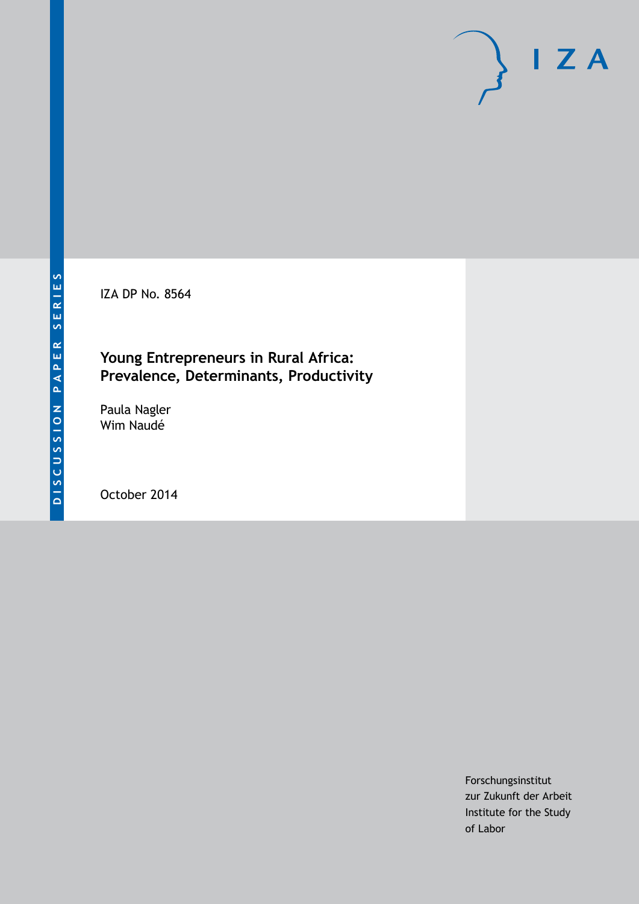DISCUSSION PAPER SERIES

IZA DP No. 8564

# Young Entrepreneurs in Rural Africa: Prevalence, Determinants, Productivity

Paula Nagler
Wim Naudé

October 2014

Forschungsinstitut
zur Zukunft der Arbeit
Institute for the Study
of Labor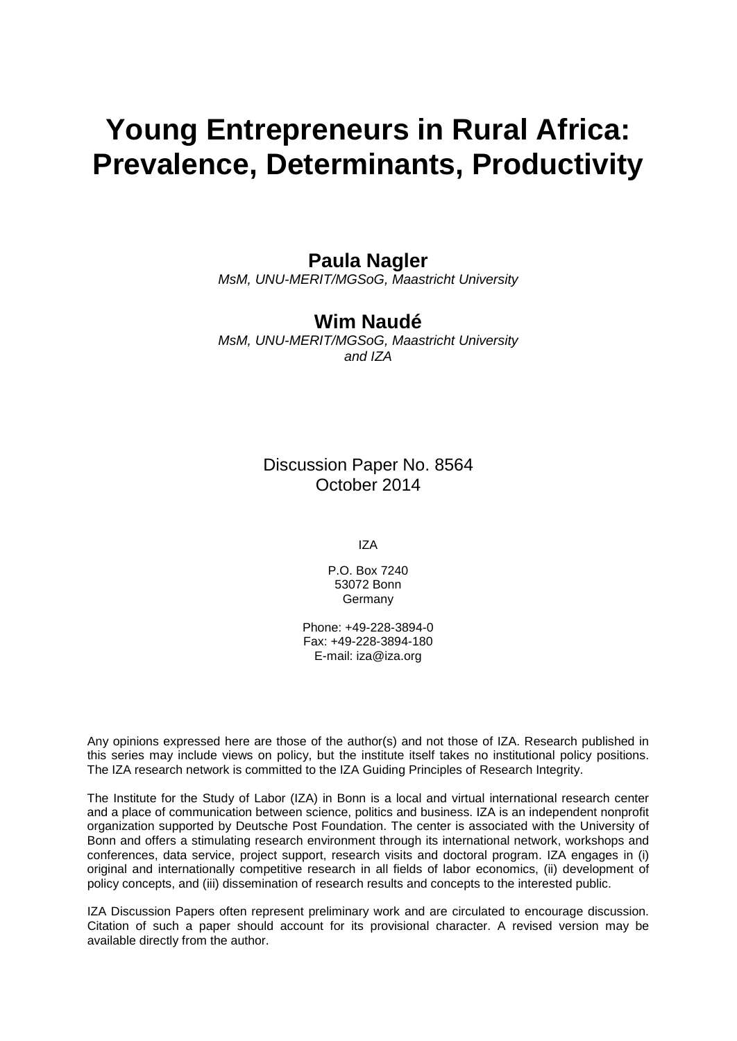# Young Entrepreneurs in Rural Africa: Prevalence, Determinants, Productivity

**Paula Nagler**
*MsM, UNU-MERIT/MGSoG, Maastricht University*

**Wim Naudé**
*MsM, UNU-MERIT/MGSoG, Maastricht University and IZA*

Discussion Paper No. 8564
October 2014

IZA

P.O. Box 7240
53072 Bonn
Germany

Phone: +49-228-3894-0
Fax: +49-228-3894-180
E-mail: iza@iza.org

Any opinions expressed here are those of the author(s) and not those of IZA. Research published in this series may include views on policy, but the institute itself takes no institutional policy positions. The IZA research network is committed to the IZA Guiding Principles of Research Integrity.

The Institute for the Study of Labor (IZA) in Bonn is a local and virtual international research center and a place of communication between science, politics and business. IZA is an independent nonprofit organization supported by Deutsche Post Foundation. The center is associated with the University of Bonn and offers a stimulating research environment through its international network, workshops and conferences, data service, project support, research visits and doctoral program. IZA engages in (i) original and internationally competitive research in all fields of labor economics, (ii) development of policy concepts, and (iii) dissemination of research results and concepts to the interested public.

IZA Discussion Papers often represent preliminary work and are circulated to encourage discussion. Citation of such a paper should account for its provisional character. A revised version may be available directly from the author.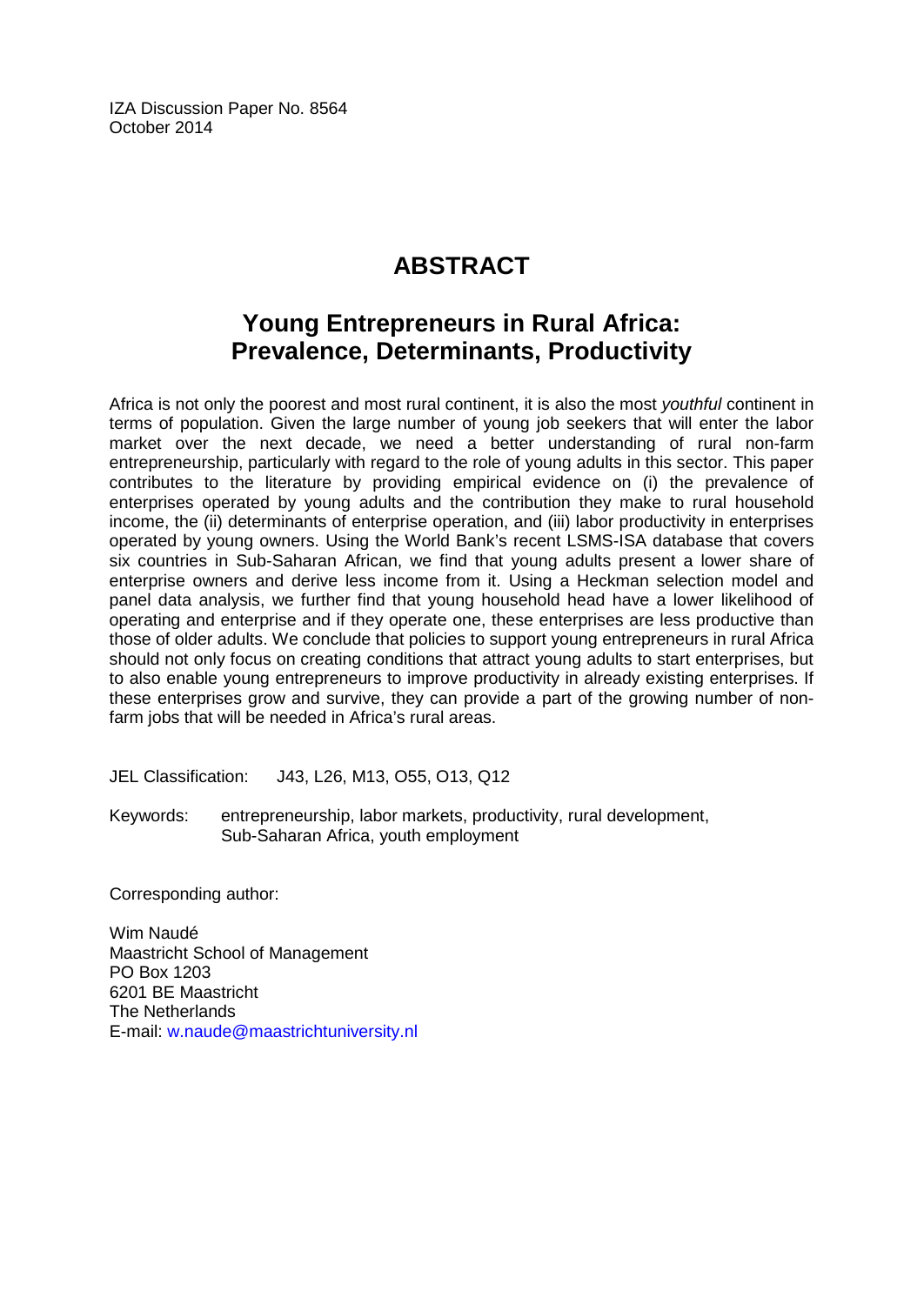IZA Discussion Paper No. 8564
October 2014

# ABSTRACT

## Young Entrepreneurs in Rural Africa: Prevalence, Determinants, Productivity

Africa is not only the poorest and most rural continent, it is also the most *youthful* continent in terms of population. Given the large number of young job seekers that will enter the labor market over the next decade, we need a better understanding of rural non-farm entrepreneurship, particularly with regard to the role of young adults in this sector. This paper contributes to the literature by providing empirical evidence on (i) the prevalence of enterprises operated by young adults and the contribution they make to rural household income, the (ii) determinants of enterprise operation, and (iii) labor productivity in enterprises operated by young owners. Using the World Bank's recent LSMS-ISA database that covers six countries in Sub-Saharan African, we find that young adults present a lower share of enterprise owners and derive less income from it. Using a Heckman selection model and panel data analysis, we further find that young household head have a lower likelihood of operating and enterprise and if they operate one, these enterprises are less productive than those of older adults. We conclude that policies to support young entrepreneurs in rural Africa should not only focus on creating conditions that attract young adults to start enterprises, but to also enable young entrepreneurs to improve productivity in already existing enterprises. If these enterprises grow and survive, they can provide a part of the growing number of non-farm jobs that will be needed in Africa's rural areas.

JEL Classification: J43, L26, M13, O55, O13, Q12

Keywords: entrepreneurship, labor markets, productivity, rural development, Sub-Saharan Africa, youth employment

Corresponding author:

Wim Naudé
Maastricht School of Management
PO Box 1203
6201 BE Maastricht
The Netherlands
E-mail: w.naude@maastrichtuniversity.nl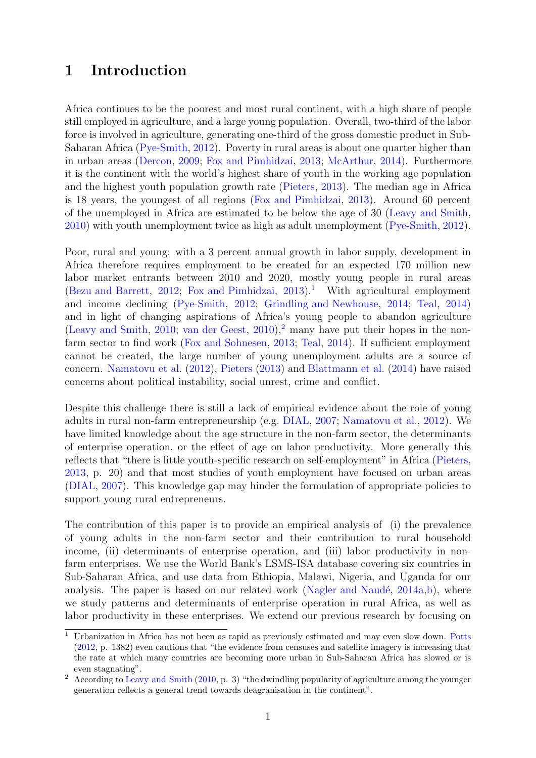// Note: transcribed page text follows. Footnote markers rendered as [1], [2].
# 1 Introduction

Africa continues to be the poorest and most rural continent, with a high share of people still employed in agriculture, and a large young population. Overall, two-third of the labor force is involved in agriculture, generating one-third of the gross domestic product in Sub-Saharan Africa (Pye-Smith, 2012). Poverty in rural areas is about one quarter higher than in urban areas (Dercon, 2009; Fox and Pimhidzai, 2013; McArthur, 2014). Furthermore it is the continent with the world's highest share of youth in the working age population and the highest youth population growth rate (Pieters, 2013). The median age in Africa is 18 years, the youngest of all regions (Fox and Pimhidzai, 2013). Around 60 percent of the unemployed in Africa are estimated to be below the age of 30 (Leavy and Smith, 2010) with youth unemployment twice as high as adult unemployment (Pye-Smith, 2012).

Poor, rural and young: with a 3 percent annual growth in labor supply, development in Africa therefore requires employment to be created for an expected 170 million new labor market entrants between 2010 and 2020, mostly young people in rural areas (Bezu and Barrett, 2012; Fox and Pimhidzai, 2013).[1] With agricultural employment and income declining (Pye-Smith, 2012; Grindling and Newhouse, 2014; Teal, 2014) and in light of changing aspirations of Africa's young people to abandon agriculture (Leavy and Smith, 2010; van der Geest, 2010),[2] many have put their hopes in the non-farm sector to find work (Fox and Sohnesen, 2013; Teal, 2014). If sufficient employment cannot be created, the large number of young unemployment adults are a source of concern. Namatovu et al. (2012), Pieters (2013) and Blattmann et al. (2014) have raised concerns about political instability, social unrest, crime and conflict.

Despite this challenge there is still a lack of empirical evidence about the role of young adults in rural non-farm entrepreneurship (e.g. DIAL, 2007; Namatovu et al., 2012). We have limited knowledge about the age structure in the non-farm sector, the determinants of enterprise operation, or the effect of age on labor productivity. More generally this reflects that "there is little youth-specific research on self-employment" in Africa (Pieters, 2013, p. 20) and that most studies of youth employment have focused on urban areas (DIAL, 2007). This knowledge gap may hinder the formulation of appropriate policies to support young rural entrepreneurs.

The contribution of this paper is to provide an empirical analysis of (i) the prevalence of young adults in the non-farm sector and their contribution to rural household income, (ii) determinants of enterprise operation, and (iii) labor productivity in non-farm enterprises. We use the World Bank's LSMS-ISA database covering six countries in Sub-Saharan Africa, and use data from Ethiopia, Malawi, Nigeria, and Uganda for our analysis. The paper is based on our related work (Nagler and Naudé, 2014a,b), where we study patterns and determinants of enterprise operation in rural Africa, as well as labor productivity in these enterprises. We extend our previous research by focusing on

[1] Urbanization in Africa has not been as rapid as previously estimated and may even slow down. Potts (2012, p. 1382) even cautions that "the evidence from censuses and satellite imagery is increasing that the rate at which many countries are becoming more urban in Sub-Saharan Africa has slowed or is even stagnating".

[2] According to Leavy and Smith (2010, p. 3) "the dwindling popularity of agriculture among the younger generation reflects a general trend towards deagranisation in the continent".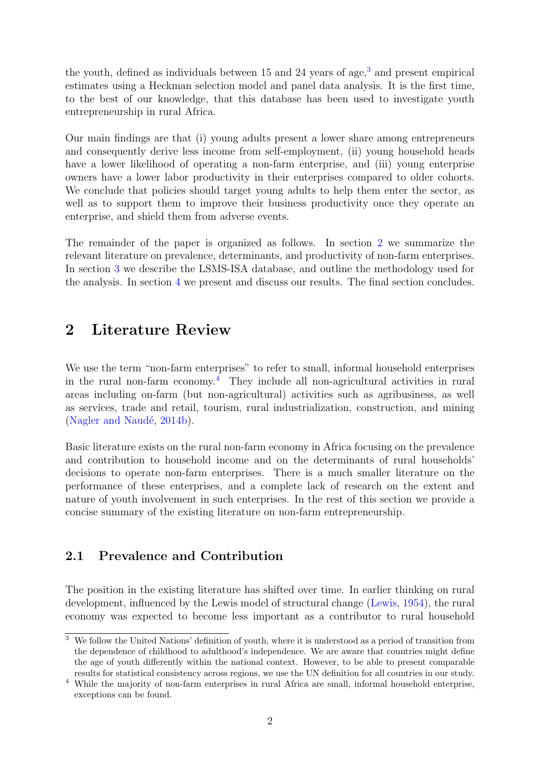the youth, defined as individuals between 15 and 24 years of age,[3] and present empirical estimates using a Heckman selection model and panel data analysis. It is the first time, to the best of our knowledge, that this database has been used to investigate youth entrepreneurship in rural Africa.

Our main findings are that (i) young adults present a lower share among entrepreneurs and consequently derive less income from self-employment, (ii) young household heads have a lower likelihood of operating a non-farm enterprise, and (iii) young enterprise owners have a lower labor productivity in their enterprises compared to older cohorts. We conclude that policies should target young adults to help them enter the sector, as well as to support them to improve their business productivity once they operate an enterprise, and shield them from adverse events.

The remainder of the paper is organized as follows. In section 2 we summarize the relevant literature on prevalence, determinants, and productivity of non-farm enterprises. In section 3 we describe the LSMS-ISA database, and outline the methodology used for the analysis. In section 4 we present and discuss our results. The final section concludes.

## 2 Literature Review

We use the term "non-farm enterprises" to refer to small, informal household enterprises in the rural non-farm economy.[4] They include all non-agricultural activities in rural areas including on-farm (but non-agricultural) activities such as agribusiness, as well as services, trade and retail, tourism, rural industrialization, construction, and mining (Nagler and Naudé, 2014b).

Basic literature exists on the rural non-farm economy in Africa focusing on the prevalence and contribution to household income and on the determinants of rural households' decisions to operate non-farm enterprises. There is a much smaller literature on the performance of these enterprises, and a complete lack of research on the extent and nature of youth involvement in such enterprises. In the rest of this section we provide a concise summary of the existing literature on non-farm entrepreneurship.

### 2.1 Prevalence and Contribution

The position in the existing literature has shifted over time. In earlier thinking on rural development, influenced by the Lewis model of structural change (Lewis, 1954), the rural economy was expected to become less important as a contributor to rural household

[3] We follow the United Nations' definition of youth, where it is understood as a period of transition from the dependence of childhood to adulthood's independence. We are aware that countries might define the age of youth differently within the national context. However, to be able to present comparable results for statistical consistency across regions, we use the UN definition for all countries in our study.

[4] While the majority of non-farm enterprises in rural Africa are small, informal household enterprise, exceptions can be found.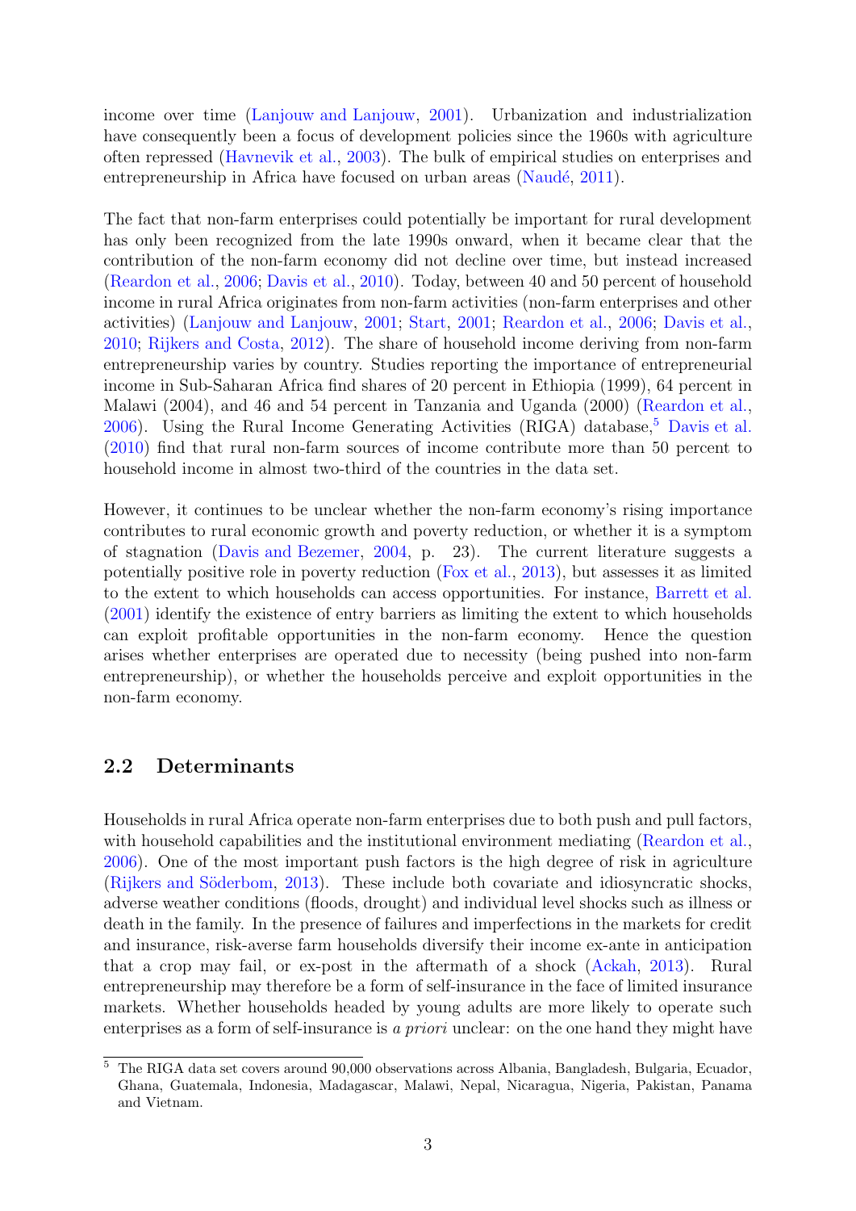income over time (Lanjouw and Lanjouw, 2001). Urbanization and industrialization have consequently been a focus of development policies since the 1960s with agriculture often repressed (Havnevik et al., 2003). The bulk of empirical studies on enterprises and entrepreneurship in Africa have focused on urban areas (Naudé, 2011).

The fact that non-farm enterprises could potentially be important for rural development has only been recognized from the late 1990s onward, when it became clear that the contribution of the non-farm economy did not decline over time, but instead increased (Reardon et al., 2006; Davis et al., 2010). Today, between 40 and 50 percent of household income in rural Africa originates from non-farm activities (non-farm enterprises and other activities) (Lanjouw and Lanjouw, 2001; Start, 2001; Reardon et al., 2006; Davis et al., 2010; Rijkers and Costa, 2012). The share of household income deriving from non-farm entrepreneurship varies by country. Studies reporting the importance of entrepreneurial income in Sub-Saharan Africa find shares of 20 percent in Ethiopia (1999), 64 percent in Malawi (2004), and 46 and 54 percent in Tanzania and Uganda (2000) (Reardon et al., 2006). Using the Rural Income Generating Activities (RIGA) database,[5] Davis et al. (2010) find that rural non-farm sources of income contribute more than 50 percent to household income in almost two-third of the countries in the data set.

However, it continues to be unclear whether the non-farm economy's rising importance contributes to rural economic growth and poverty reduction, or whether it is a symptom of stagnation (Davis and Bezemer, 2004, p. 23). The current literature suggests a potentially positive role in poverty reduction (Fox et al., 2013), but assesses it as limited to the extent to which households can access opportunities. For instance, Barrett et al. (2001) identify the existence of entry barriers as limiting the extent to which households can exploit profitable opportunities in the non-farm economy. Hence the question arises whether enterprises are operated due to necessity (being pushed into non-farm entrepreneurship), or whether the households perceive and exploit opportunities in the non-farm economy.

## 2.2 Determinants

Households in rural Africa operate non-farm enterprises due to both push and pull factors, with household capabilities and the institutional environment mediating (Reardon et al., 2006). One of the most important push factors is the high degree of risk in agriculture (Rijkers and Söderbom, 2013). These include both covariate and idiosyncratic shocks, adverse weather conditions (floods, drought) and individual level shocks such as illness or death in the family. In the presence of failures and imperfections in the markets for credit and insurance, risk-averse farm households diversify their income ex-ante in anticipation that a crop may fail, or ex-post in the aftermath of a shock (Ackah, 2013). Rural entrepreneurship may therefore be a form of self-insurance in the face of limited insurance markets. Whether households headed by young adults are more likely to operate such enterprises as a form of self-insurance is *a priori* unclear: on the one hand they might have

[5] The RIGA data set covers around 90,000 observations across Albania, Bangladesh, Bulgaria, Ecuador, Ghana, Guatemala, Indonesia, Madagascar, Malawi, Nepal, Nicaragua, Nigeria, Pakistan, Panama and Vietnam.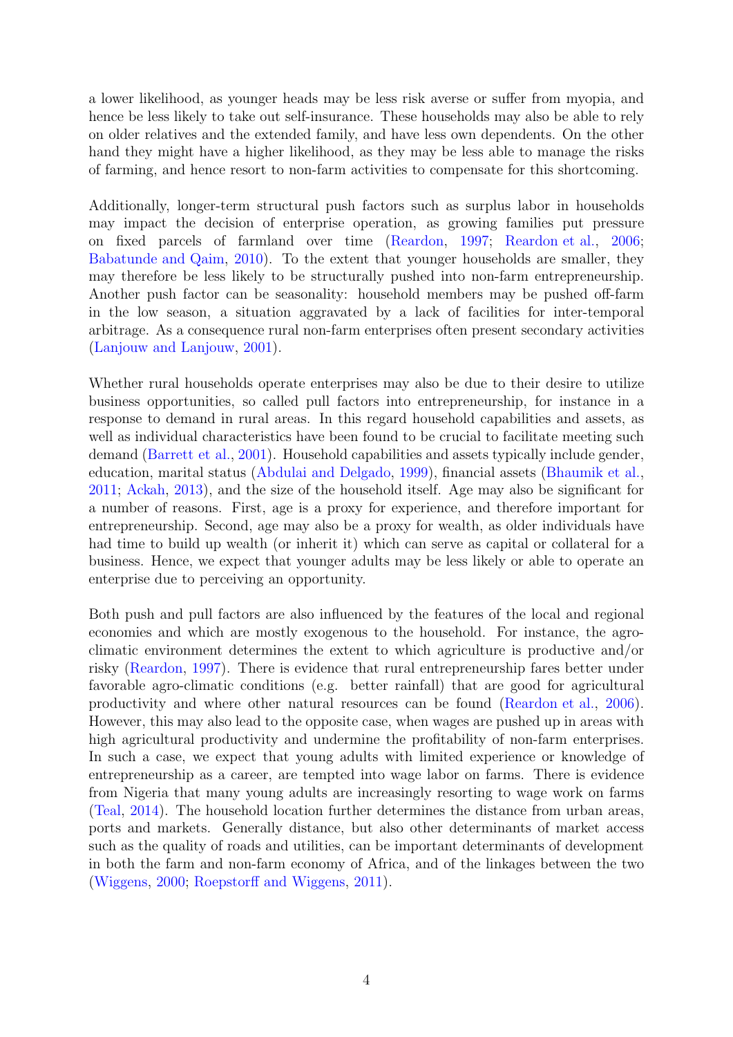a lower likelihood, as younger heads may be less risk averse or suffer from myopia, and hence be less likely to take out self-insurance. These households may also be able to rely on older relatives and the extended family, and have less own dependents. On the other hand they might have a higher likelihood, as they may be less able to manage the risks of farming, and hence resort to non-farm activities to compensate for this shortcoming.

Additionally, longer-term structural push factors such as surplus labor in households may impact the decision of enterprise operation, as growing families put pressure on fixed parcels of farmland over time (Reardon, 1997; Reardon et al., 2006; Babatunde and Qaim, 2010). To the extent that younger households are smaller, they may therefore be less likely to be structurally pushed into non-farm entrepreneurship. Another push factor can be seasonality: household members may be pushed off-farm in the low season, a situation aggravated by a lack of facilities for inter-temporal arbitrage. As a consequence rural non-farm enterprises often present secondary activities (Lanjouw and Lanjouw, 2001).

Whether rural households operate enterprises may also be due to their desire to utilize business opportunities, so called pull factors into entrepreneurship, for instance in a response to demand in rural areas. In this regard household capabilities and assets, as well as individual characteristics have been found to be crucial to facilitate meeting such demand (Barrett et al., 2001). Household capabilities and assets typically include gender, education, marital status (Abdulai and Delgado, 1999), financial assets (Bhaumik et al., 2011; Ackah, 2013), and the size of the household itself. Age may also be significant for a number of reasons. First, age is a proxy for experience, and therefore important for entrepreneurship. Second, age may also be a proxy for wealth, as older individuals have had time to build up wealth (or inherit it) which can serve as capital or collateral for a business. Hence, we expect that younger adults may be less likely or able to operate an enterprise due to perceiving an opportunity.

Both push and pull factors are also influenced by the features of the local and regional economies and which are mostly exogenous to the household. For instance, the agro-climatic environment determines the extent to which agriculture is productive and/or risky (Reardon, 1997). There is evidence that rural entrepreneurship fares better under favorable agro-climatic conditions (e.g. better rainfall) that are good for agricultural productivity and where other natural resources can be found (Reardon et al., 2006). However, this may also lead to the opposite case, when wages are pushed up in areas with high agricultural productivity and undermine the profitability of non-farm enterprises. In such a case, we expect that young adults with limited experience or knowledge of entrepreneurship as a career, are tempted into wage labor on farms. There is evidence from Nigeria that many young adults are increasingly resorting to wage work on farms (Teal, 2014). The household location further determines the distance from urban areas, ports and markets. Generally distance, but also other determinants of market access such as the quality of roads and utilities, can be important determinants of development in both the farm and non-farm economy of Africa, and of the linkages between the two (Wiggens, 2000; Roepstorff and Wiggens, 2011).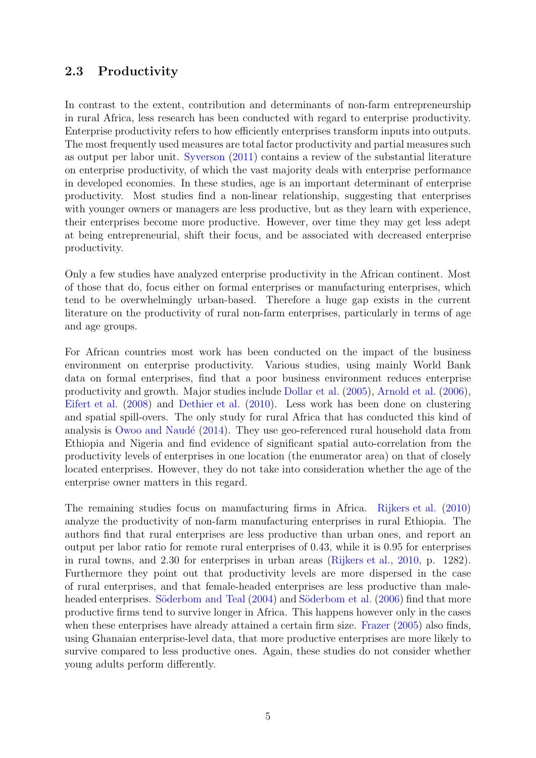## 2.3 Productivity

In contrast to the extent, contribution and determinants of non-farm entrepreneurship in rural Africa, less research has been conducted with regard to enterprise productivity. Enterprise productivity refers to how efficiently enterprises transform inputs into outputs. The most frequently used measures are total factor productivity and partial measures such as output per labor unit. Syverson (2011) contains a review of the substantial literature on enterprise productivity, of which the vast majority deals with enterprise performance in developed economies. In these studies, age is an important determinant of enterprise productivity. Most studies find a non-linear relationship, suggesting that enterprises with younger owners or managers are less productive, but as they learn with experience, their enterprises become more productive. However, over time they may get less adept at being entrepreneurial, shift their focus, and be associated with decreased enterprise productivity.

Only a few studies have analyzed enterprise productivity in the African continent. Most of those that do, focus either on formal enterprises or manufacturing enterprises, which tend to be overwhelmingly urban-based. Therefore a huge gap exists in the current literature on the productivity of rural non-farm enterprises, particularly in terms of age and age groups.

For African countries most work has been conducted on the impact of the business environment on enterprise productivity. Various studies, using mainly World Bank data on formal enterprises, find that a poor business environment reduces enterprise productivity and growth. Major studies include Dollar et al. (2005), Arnold et al. (2006), Eifert et al. (2008) and Dethier et al. (2010). Less work has been done on clustering and spatial spill-overs. The only study for rural Africa that has conducted this kind of analysis is Owoo and Naudé (2014). They use geo-referenced rural household data from Ethiopia and Nigeria and find evidence of significant spatial auto-correlation from the productivity levels of enterprises in one location (the enumerator area) on that of closely located enterprises. However, they do not take into consideration whether the age of the enterprise owner matters in this regard.

The remaining studies focus on manufacturing firms in Africa. Rijkers et al. (2010) analyze the productivity of non-farm manufacturing enterprises in rural Ethiopia. The authors find that rural enterprises are less productive than urban ones, and report an output per labor ratio for remote rural enterprises of 0.43, while it is 0.95 for enterprises in rural towns, and 2.30 for enterprises in urban areas (Rijkers et al., 2010, p. 1282). Furthermore they point out that productivity levels are more dispersed in the case of rural enterprises, and that female-headed enterprises are less productive than male-headed enterprises. Söderbom and Teal (2004) and Söderbom et al. (2006) find that more productive firms tend to survive longer in Africa. This happens however only in the cases when these enterprises have already attained a certain firm size. Frazer (2005) also finds, using Ghanaian enterprise-level data, that more productive enterprises are more likely to survive compared to less productive ones. Again, these studies do not consider whether young adults perform differently.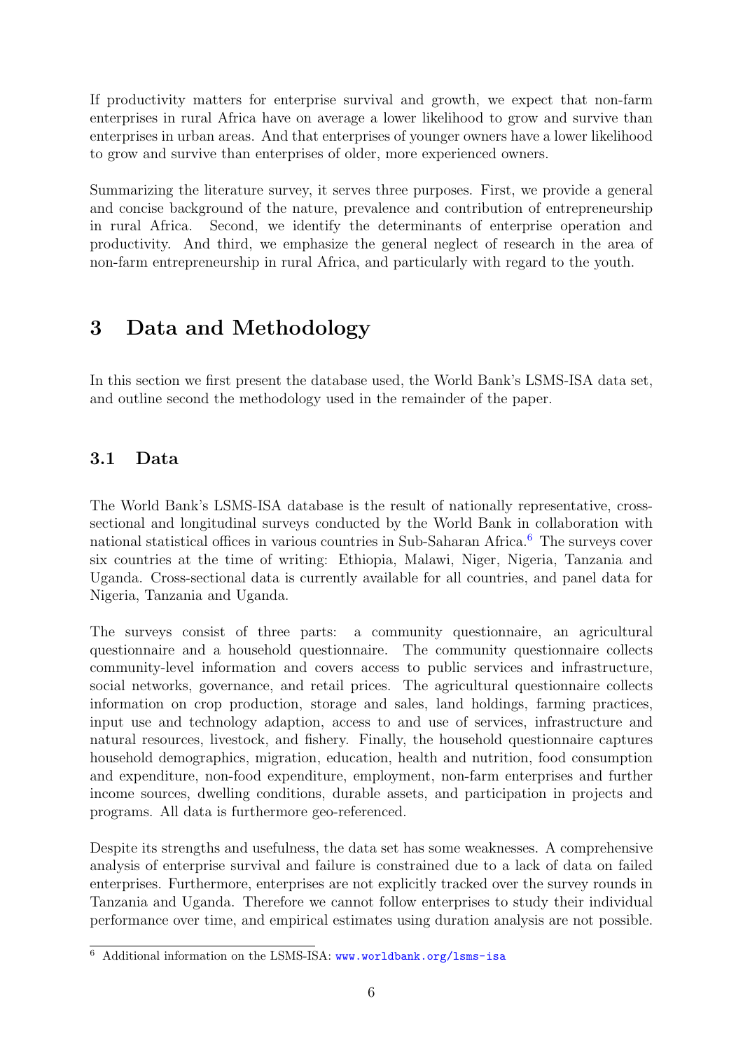If productivity matters for enterprise survival and growth, we expect that non-farm enterprises in rural Africa have on average a lower likelihood to grow and survive than enterprises in urban areas. And that enterprises of younger owners have a lower likelihood to grow and survive than enterprises of older, more experienced owners.

Summarizing the literature survey, it serves three purposes. First, we provide a general and concise background of the nature, prevalence and contribution of entrepreneurship in rural Africa. Second, we identify the determinants of enterprise operation and productivity. And third, we emphasize the general neglect of research in the area of non-farm entrepreneurship in rural Africa, and particularly with regard to the youth.

# 3 Data and Methodology

In this section we first present the database used, the World Bank's LSMS-ISA data set, and outline second the methodology used in the remainder of the paper.

## 3.1 Data

The World Bank's LSMS-ISA database is the result of nationally representative, cross-sectional and longitudinal surveys conducted by the World Bank in collaboration with national statistical offices in various countries in Sub-Saharan Africa.[6] The surveys cover six countries at the time of writing: Ethiopia, Malawi, Niger, Nigeria, Tanzania and Uganda. Cross-sectional data is currently available for all countries, and panel data for Nigeria, Tanzania and Uganda.

The surveys consist of three parts: a community questionnaire, an agricultural questionnaire and a household questionnaire. The community questionnaire collects community-level information and covers access to public services and infrastructure, social networks, governance, and retail prices. The agricultural questionnaire collects information on crop production, storage and sales, land holdings, farming practices, input use and technology adaption, access to and use of services, infrastructure and natural resources, livestock, and fishery. Finally, the household questionnaire captures household demographics, migration, education, health and nutrition, food consumption and expenditure, non-food expenditure, employment, non-farm enterprises and further income sources, dwelling conditions, durable assets, and participation in projects and programs. All data is furthermore geo-referenced.

Despite its strengths and usefulness, the data set has some weaknesses. A comprehensive analysis of enterprise survival and failure is constrained due to a lack of data on failed enterprises. Furthermore, enterprises are not explicitly tracked over the survey rounds in Tanzania and Uganda. Therefore we cannot follow enterprises to study their individual performance over time, and empirical estimates using duration analysis are not possible.

[6] Additional information on the LSMS-ISA: www.worldbank.org/lsms-isa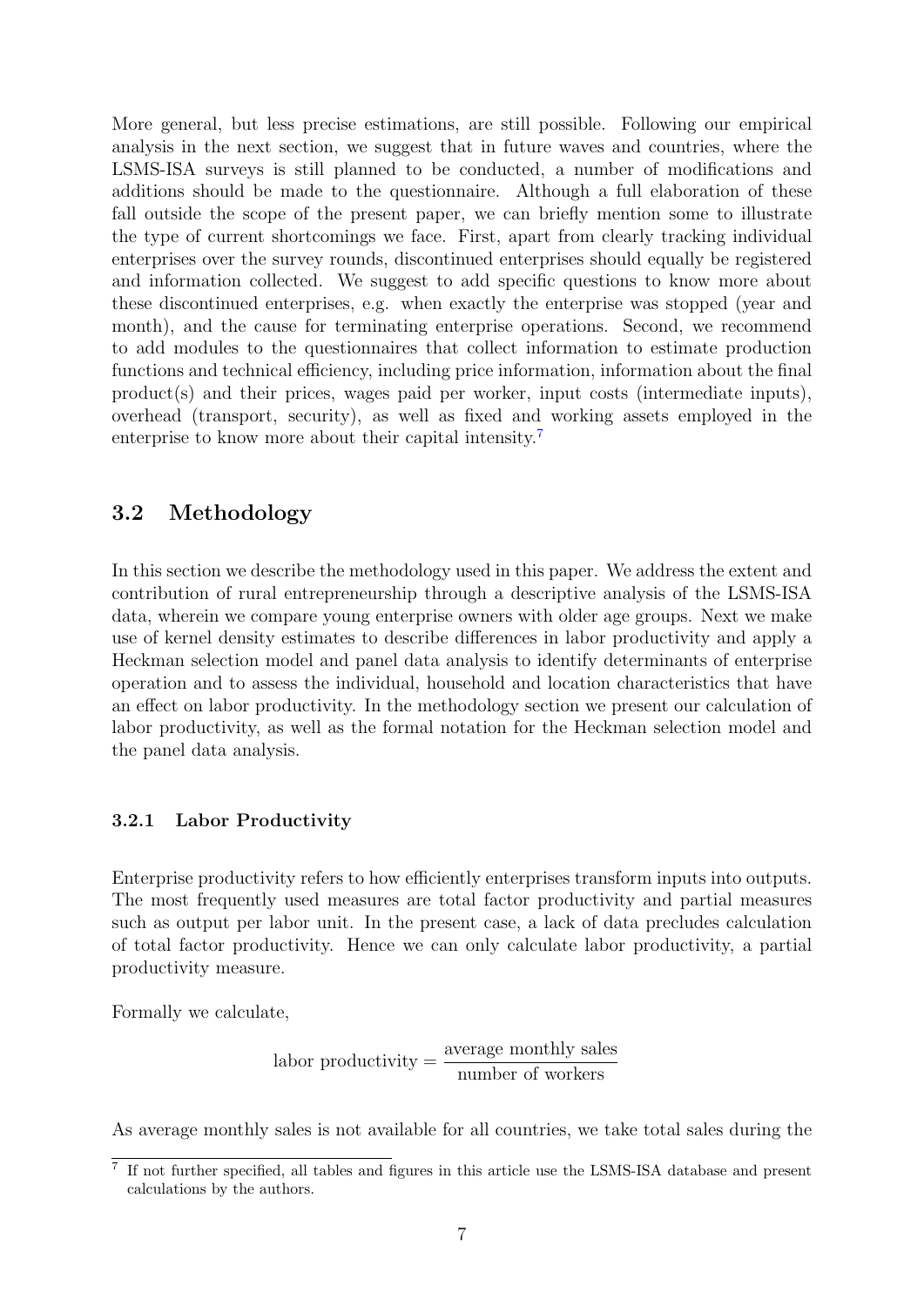More general, but less precise estimations, are still possible. Following our empirical analysis in the next section, we suggest that in future waves and countries, where the LSMS-ISA surveys is still planned to be conducted, a number of modifications and additions should be made to the questionnaire. Although a full elaboration of these fall outside the scope of the present paper, we can briefly mention some to illustrate the type of current shortcomings we face. First, apart from clearly tracking individual enterprises over the survey rounds, discontinued enterprises should equally be registered and information collected. We suggest to add specific questions to know more about these discontinued enterprises, e.g. when exactly the enterprise was stopped (year and month), and the cause for terminating enterprise operations. Second, we recommend to add modules to the questionnaires that collect information to estimate production functions and technical efficiency, including price information, information about the final product(s) and their prices, wages paid per worker, input costs (intermediate inputs), overhead (transport, security), as well as fixed and working assets employed in the enterprise to know more about their capital intensity.[7]

## 3.2 Methodology

In this section we describe the methodology used in this paper. We address the extent and contribution of rural entrepreneurship through a descriptive analysis of the LSMS-ISA data, wherein we compare young enterprise owners with older age groups. Next we make use of kernel density estimates to describe differences in labor productivity and apply a Heckman selection model and panel data analysis to identify determinants of enterprise operation and to assess the individual, household and location characteristics that have an effect on labor productivity. In the methodology section we present our calculation of labor productivity, as well as the formal notation for the Heckman selection model and the panel data analysis.

### 3.2.1 Labor Productivity

Enterprise productivity refers to how efficiently enterprises transform inputs into outputs. The most frequently used measures are total factor productivity and partial measures such as output per labor unit. In the present case, a lack of data precludes calculation of total factor productivity. Hence we can only calculate labor productivity, a partial productivity measure.

Formally we calculate,

$$\text{labor productivity} = \frac{\text{average monthly sales}}{\text{number of workers}}$$

As average monthly sales is not available for all countries, we take total sales during the

[7] If not further specified, all tables and figures in this article use the LSMS-ISA database and present calculations by the authors.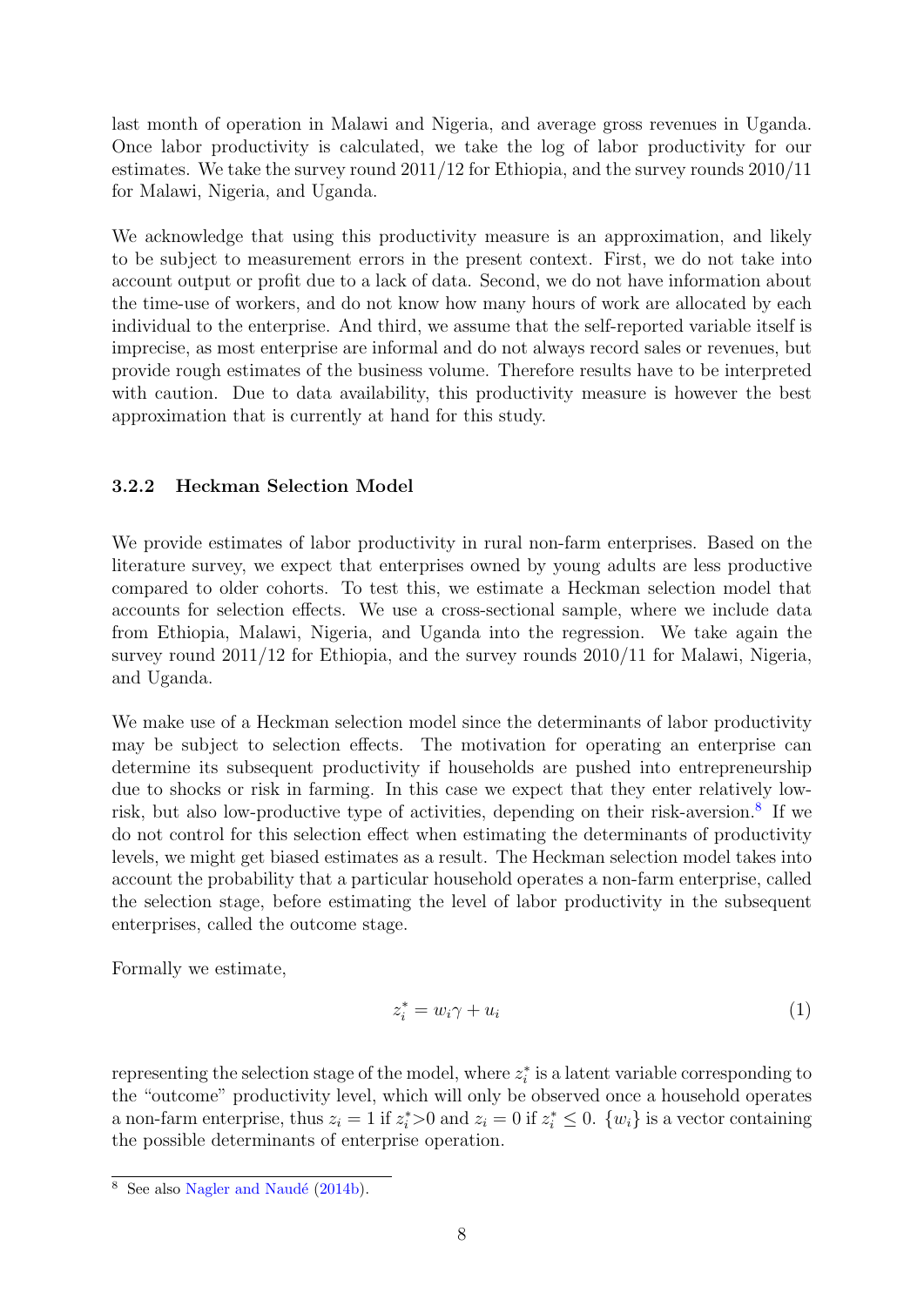last month of operation in Malawi and Nigeria, and average gross revenues in Uganda. Once labor productivity is calculated, we take the log of labor productivity for our estimates. We take the survey round 2011/12 for Ethiopia, and the survey rounds 2010/11 for Malawi, Nigeria, and Uganda.

We acknowledge that using this productivity measure is an approximation, and likely to be subject to measurement errors in the present context. First, we do not take into account output or profit due to a lack of data. Second, we do not have information about the time-use of workers, and do not know how many hours of work are allocated by each individual to the enterprise. And third, we assume that the self-reported variable itself is imprecise, as most enterprise are informal and do not always record sales or revenues, but provide rough estimates of the business volume. Therefore results have to be interpreted with caution. Due to data availability, this productivity measure is however the best approximation that is currently at hand for this study.

### 3.2.2 Heckman Selection Model

We provide estimates of labor productivity in rural non-farm enterprises. Based on the literature survey, we expect that enterprises owned by young adults are less productive compared to older cohorts. To test this, we estimate a Heckman selection model that accounts for selection effects. We use a cross-sectional sample, where we include data from Ethiopia, Malawi, Nigeria, and Uganda into the regression. We take again the survey round 2011/12 for Ethiopia, and the survey rounds 2010/11 for Malawi, Nigeria, and Uganda.

We make use of a Heckman selection model since the determinants of labor productivity may be subject to selection effects. The motivation for operating an enterprise can determine its subsequent productivity if households are pushed into entrepreneurship due to shocks or risk in farming. In this case we expect that they enter relatively low-risk, but also low-productive type of activities, depending on their risk-aversion.[8] If we do not control for this selection effect when estimating the determinants of productivity levels, we might get biased estimates as a result. The Heckman selection model takes into account the probability that a particular household operates a non-farm enterprise, called the selection stage, before estimating the level of labor productivity in the subsequent enterprises, called the outcome stage.

Formally we estimate,

$$z_i^* = w_i\gamma + u_i \tag{1}$$

representing the selection stage of the model, where $z_i^*$ is a latent variable corresponding to the "outcome" productivity level, which will only be observed once a household operates a non-farm enterprise, thus $z_i = 1$ if $z_i^* > 0$ and $z_i = 0$ if $z_i^* \leq 0$. $\{w_i\}$ is a vector containing the possible determinants of enterprise operation.

[8] See also Nagler and Naudé (2014b).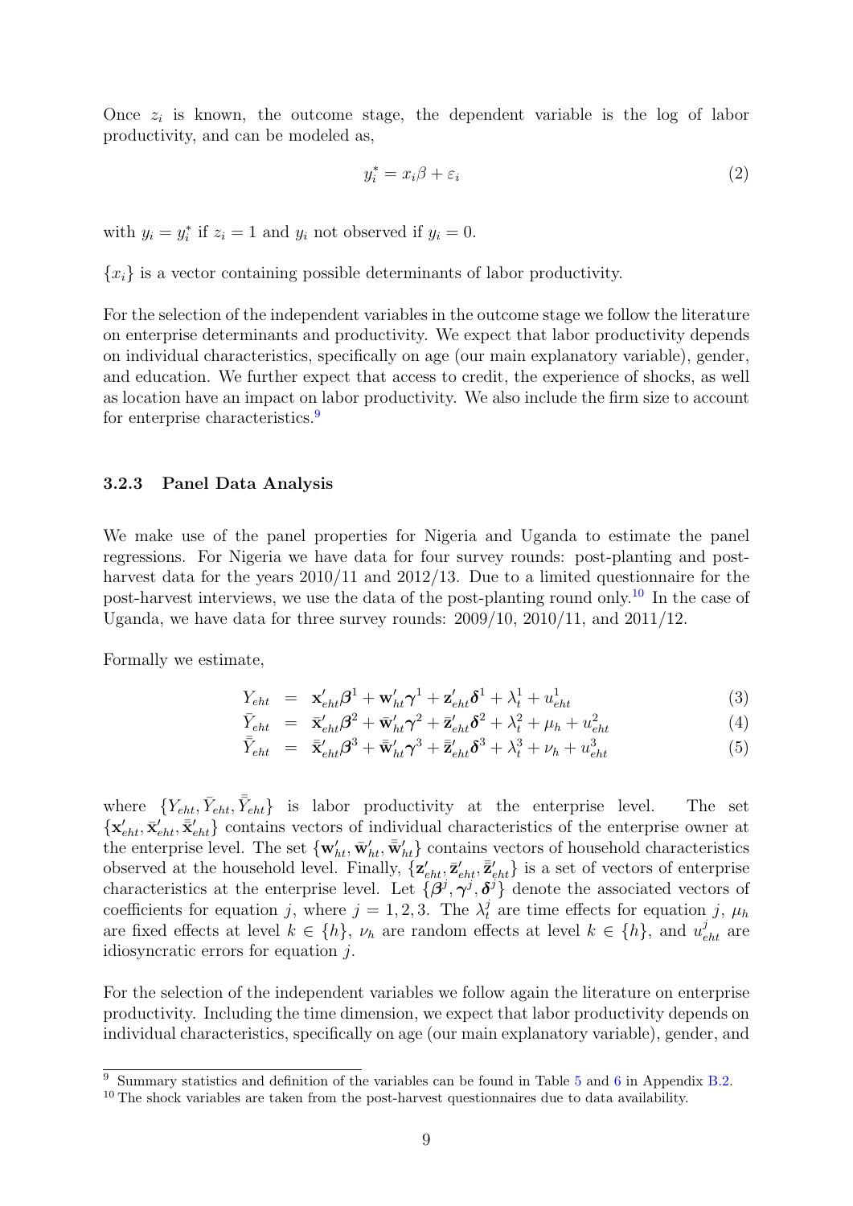Once $z_i$ is known, the outcome stage, the dependent variable is the log of labor productivity, and can be modeled as,

$$y_i^* = x_i\beta + \varepsilon_i \tag{2}$$

with $y_i = y_i^*$ if $z_i = 1$ and $y_i$ not observed if $y_i = 0$.

$\{x_i\}$ is a vector containing possible determinants of labor productivity.

For the selection of the independent variables in the outcome stage we follow the literature on enterprise determinants and productivity. We expect that labor productivity depends on individual characteristics, specifically on age (our main explanatory variable), gender, and education. We further expect that access to credit, the experience of shocks, as well as location have an impact on labor productivity. We also include the firm size to account for enterprise characteristics.[9]

### 3.2.3 Panel Data Analysis

We make use of the panel properties for Nigeria and Uganda to estimate the panel regressions. For Nigeria we have data for four survey rounds: post-planting and post-harvest data for the years 2010/11 and 2012/13. Due to a limited questionnaire for the post-harvest interviews, we use the data of the post-planting round only.[10] In the case of Uganda, we have data for three survey rounds: 2009/10, 2010/11, and 2011/12.

Formally we estimate,

$$Y_{eht} = \mathbf{x}'_{eht}\boldsymbol{\beta}^1 + \mathbf{w}'_{ht}\boldsymbol{\gamma}^1 + \mathbf{z}'_{eht}\boldsymbol{\delta}^1 + \lambda_t^1 + u_{eht}^1 \tag{3}$$

$$\bar{Y}_{eht} = \bar{\mathbf{x}}'_{eht}\boldsymbol{\beta}^2 + \bar{\mathbf{w}}'_{ht}\boldsymbol{\gamma}^2 + \bar{\mathbf{z}}'_{eht}\boldsymbol{\delta}^2 + \lambda_t^2 + \mu_h + u_{eht}^2 \tag{4}$$

$$\bar{\bar{Y}}_{eht} = \bar{\bar{\mathbf{x}}}'_{eht}\boldsymbol{\beta}^3 + \bar{\bar{\mathbf{w}}}'_{ht}\boldsymbol{\gamma}^3 + \bar{\bar{\mathbf{z}}}'_{eht}\boldsymbol{\delta}^3 + \lambda_t^3 + \nu_h + u_{eht}^3 \tag{5}$$

where $\{Y_{eht}, \bar{Y}_{eht}, \bar{\bar{Y}}_{eht}\}$ is labor productivity at the enterprise level. The set $\{\mathbf{x}'_{eht}, \bar{\mathbf{x}}'_{eht}, \bar{\bar{\mathbf{x}}}'_{eht}\}$ contains vectors of individual characteristics of the enterprise owner at the enterprise level. The set $\{\mathbf{w}'_{ht}, \bar{\mathbf{w}}'_{ht}, \bar{\bar{\mathbf{w}}}'_{ht}\}$ contains vectors of household characteristics observed at the household level. Finally, $\{\mathbf{z}'_{eht}, \bar{\mathbf{z}}'_{eht}, \bar{\bar{\mathbf{z}}}'_{eht}\}$ is a set of vectors of enterprise characteristics at the enterprise level. Let $\{\boldsymbol{\beta}^j, \boldsymbol{\gamma}^j, \boldsymbol{\delta}^j\}$ denote the associated vectors of coefficients for equation $j$, where $j = 1, 2, 3$. The $\lambda_t^j$ are time effects for equation $j$, $\mu_h$ are fixed effects at level $k \in \{h\}$, $\nu_h$ are random effects at level $k \in \{h\}$, and $u_{eht}^j$ are idiosyncratic errors for equation $j$.

For the selection of the independent variables we follow again the literature on enterprise productivity. Including the time dimension, we expect that labor productivity depends on individual characteristics, specifically on age (our main explanatory variable), gender, and

[9] Summary statistics and definition of the variables can be found in Table 5 and 6 in Appendix B.2.

[10] The shock variables are taken from the post-harvest questionnaires due to data availability.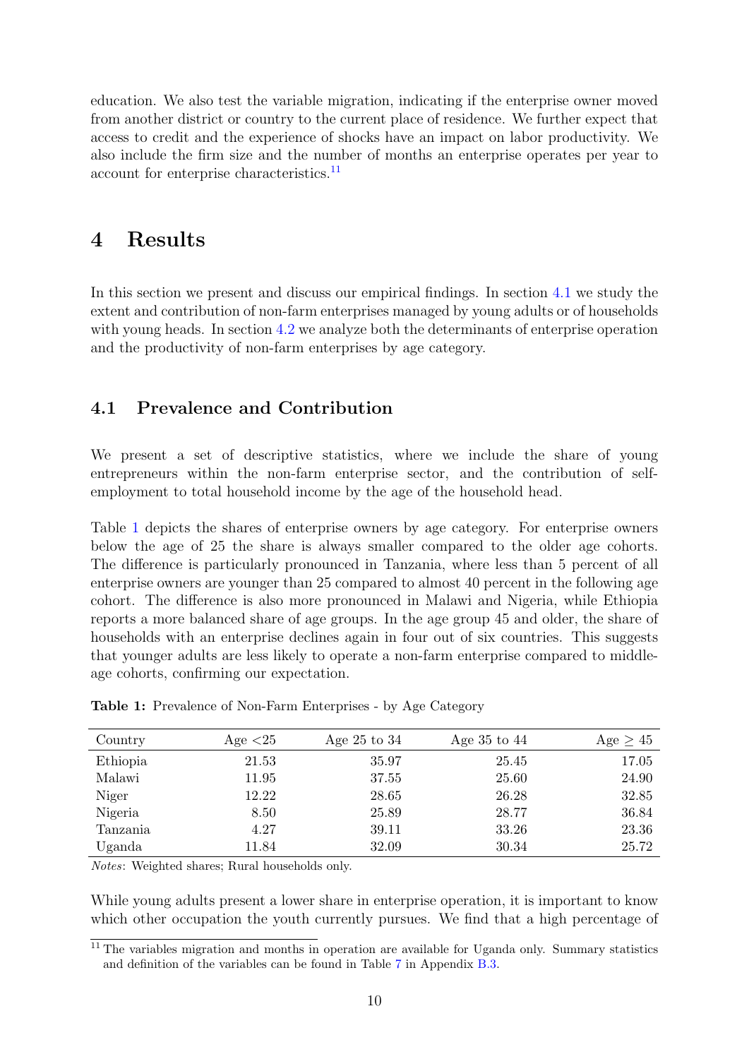education. We also test the variable migration, indicating if the enterprise owner moved from another district or country to the current place of residence. We further expect that access to credit and the experience of shocks have an impact on labor productivity. We also include the firm size and the number of months an enterprise operates per year to account for enterprise characteristics.[11]

# 4 Results

In this section we present and discuss our empirical findings. In section 4.1 we study the extent and contribution of non-farm enterprises managed by young adults or of households with young heads. In section 4.2 we analyze both the determinants of enterprise operation and the productivity of non-farm enterprises by age category.

## 4.1 Prevalence and Contribution

We present a set of descriptive statistics, where we include the share of young entrepreneurs within the non-farm enterprise sector, and the contribution of self-employment to total household income by the age of the household head.

Table 1 depicts the shares of enterprise owners by age category. For enterprise owners below the age of 25 the share is always smaller compared to the older age cohorts. The difference is particularly pronounced in Tanzania, where less than 5 percent of all enterprise owners are younger than 25 compared to almost 40 percent in the following age cohort. The difference is also more pronounced in Malawi and Nigeria, while Ethiopia reports a more balanced share of age groups. In the age group 45 and older, the share of households with an enterprise declines again in four out of six countries. This suggests that younger adults are less likely to operate a non-farm enterprise compared to middle-age cohorts, confirming our expectation.

**Table 1:** Prevalence of Non-Farm Enterprises - by Age Category

| Country | Age <25 | Age 25 to 34 | Age 35 to 44 | Age $\geq$ 45 |
|---|---|---|---|---|
| Ethiopia | 21.53 | 35.97 | 25.45 | 17.05 |
| Malawi | 11.95 | 37.55 | 25.60 | 24.90 |
| Niger | 12.22 | 28.65 | 26.28 | 32.85 |
| Nigeria | 8.50 | 25.89 | 28.77 | 36.84 |
| Tanzania | 4.27 | 39.11 | 33.26 | 23.36 |
| Uganda | 11.84 | 32.09 | 30.34 | 25.72 |

*Notes*: Weighted shares; Rural households only.

While young adults present a lower share in enterprise operation, it is important to know which other occupation the youth currently pursues. We find that a high percentage of

[11] The variables migration and months in operation are available for Uganda only. Summary statistics and definition of the variables can be found in Table 7 in Appendix B.3.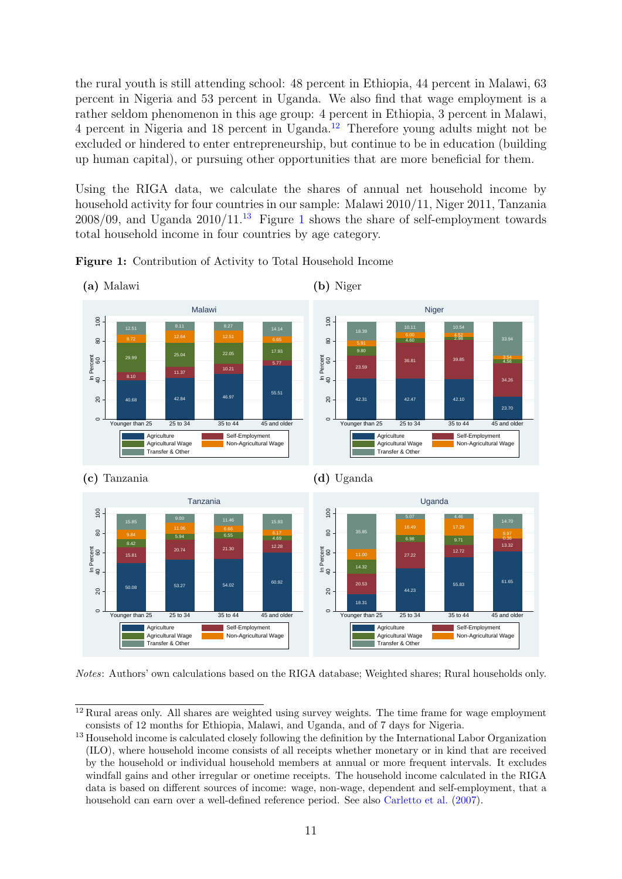the rural youth is still attending school: 48 percent in Ethiopia, 44 percent in Malawi, 63 percent in Nigeria and 53 percent in Uganda. We also find that wage employment is a rather seldom phenomenon in this age group: 4 percent in Ethiopia, 3 percent in Malawi, 4 percent in Nigeria and 18 percent in Uganda.[12] Therefore young adults might not be excluded or hindered to enter entrepreneurship, but continue to be in education (building up human capital), or pursuing other opportunities that are more beneficial for them.

Using the RIGA data, we calculate the shares of annual net household income by household activity for four countries in our sample: Malawi 2010/11, Niger 2011, Tanzania 2008/09, and Uganda 2010/11.[13] Figure 1 shows the share of self-employment towards total household income in four countries by age category.

**Figure 1:** Contribution of Activity to Total Household Income

**(a)** Malawi

**(b)** Niger

**(c)** Tanzania

**(d)** Uganda

*Notes*: Authors' own calculations based on the RIGA database; Weighted shares; Rural households only.

[12] Rural areas only. All shares are weighted using survey weights. The time frame for wage employment consists of 12 months for Ethiopia, Malawi, and Uganda, and of 7 days for Nigeria.

[13] Household income is calculated closely following the definition by the International Labor Organization (ILO), where household income consists of all receipts whether monetary or in kind that are received by the household or individual household members at annual or more frequent intervals. It excludes windfall gains and other irregular or onetime receipts. The household income calculated in the RIGA data is based on different sources of income: wage, non-wage, dependent and self-employment, that a household can earn over a well-defined reference period. See also Carletto et al. (2007).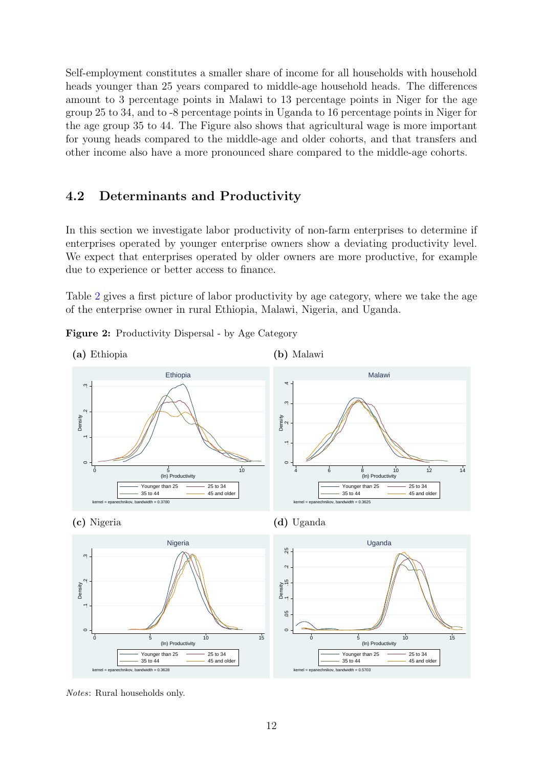Self-employment constitutes a smaller share of income for all households with household heads younger than 25 years compared to middle-age household heads. The differences amount to 3 percentage points in Malawi to 13 percentage points in Niger for the age group 25 to 34, and to -8 percentage points in Uganda to 16 percentage points in Niger for the age group 35 to 44. The Figure also shows that agricultural wage is more important for young heads compared to the middle-age and older cohorts, and that transfers and other income also have a more pronounced share compared to the middle-age cohorts.

## 4.2 Determinants and Productivity

In this section we investigate labor productivity of non-farm enterprises to determine if enterprises operated by younger enterprise owners show a deviating productivity level. We expect that enterprises operated by older owners are more productive, for example due to experience or better access to finance.

Table 2 gives a first picture of labor productivity by age category, where we take the age of the enterprise owner in rural Ethiopia, Malawi, Nigeria, and Uganda.

**Figure 2:** Productivity Dispersal - by Age Category

**(a)** Ethiopia

**(b)** Malawi

**(c)** Nigeria

**(d)** Uganda

*Notes*: Rural households only.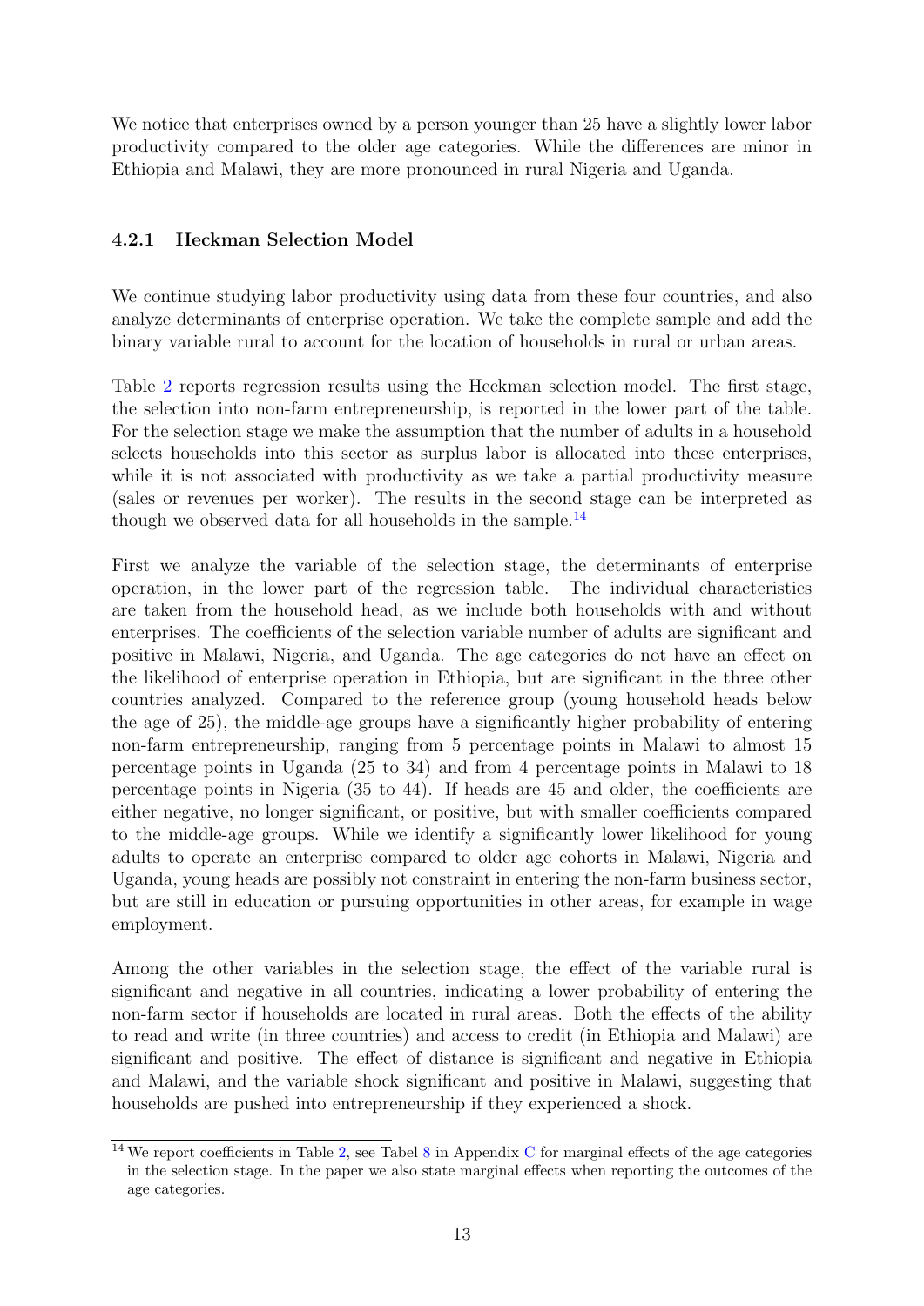We notice that enterprises owned by a person younger than 25 have a slightly lower labor productivity compared to the older age categories. While the differences are minor in Ethiopia and Malawi, they are more pronounced in rural Nigeria and Uganda.

### 4.2.1 Heckman Selection Model

We continue studying labor productivity using data from these four countries, and also analyze determinants of enterprise operation. We take the complete sample and add the binary variable rural to account for the location of households in rural or urban areas.

Table 2 reports regression results using the Heckman selection model. The first stage, the selection into non-farm entrepreneurship, is reported in the lower part of the table. For the selection stage we make the assumption that the number of adults in a household selects households into this sector as surplus labor is allocated into these enterprises, while it is not associated with productivity as we take a partial productivity measure (sales or revenues per worker). The results in the second stage can be interpreted as though we observed data for all households in the sample.[14]

First we analyze the variable of the selection stage, the determinants of enterprise operation, in the lower part of the regression table. The individual characteristics are taken from the household head, as we include both households with and without enterprises. The coefficients of the selection variable number of adults are significant and positive in Malawi, Nigeria, and Uganda. The age categories do not have an effect on the likelihood of enterprise operation in Ethiopia, but are significant in the three other countries analyzed. Compared to the reference group (young household heads below the age of 25), the middle-age groups have a significantly higher probability of entering non-farm entrepreneurship, ranging from 5 percentage points in Malawi to almost 15 percentage points in Uganda (25 to 34) and from 4 percentage points in Malawi to 18 percentage points in Nigeria (35 to 44). If heads are 45 and older, the coefficients are either negative, no longer significant, or positive, but with smaller coefficients compared to the middle-age groups. While we identify a significantly lower likelihood for young adults to operate an enterprise compared to older age cohorts in Malawi, Nigeria and Uganda, young heads are possibly not constraint in entering the non-farm business sector, but are still in education or pursuing opportunities in other areas, for example in wage employment.

Among the other variables in the selection stage, the effect of the variable rural is significant and negative in all countries, indicating a lower probability of entering the non-farm sector if households are located in rural areas. Both the effects of the ability to read and write (in three countries) and access to credit (in Ethiopia and Malawi) are significant and positive. The effect of distance is significant and negative in Ethiopia and Malawi, and the variable shock significant and positive in Malawi, suggesting that households are pushed into entrepreneurship if they experienced a shock.

[14] We report coefficients in Table 2, see Tabel 8 in Appendix C for marginal effects of the age categories in the selection stage. In the paper we also state marginal effects when reporting the outcomes of the age categories.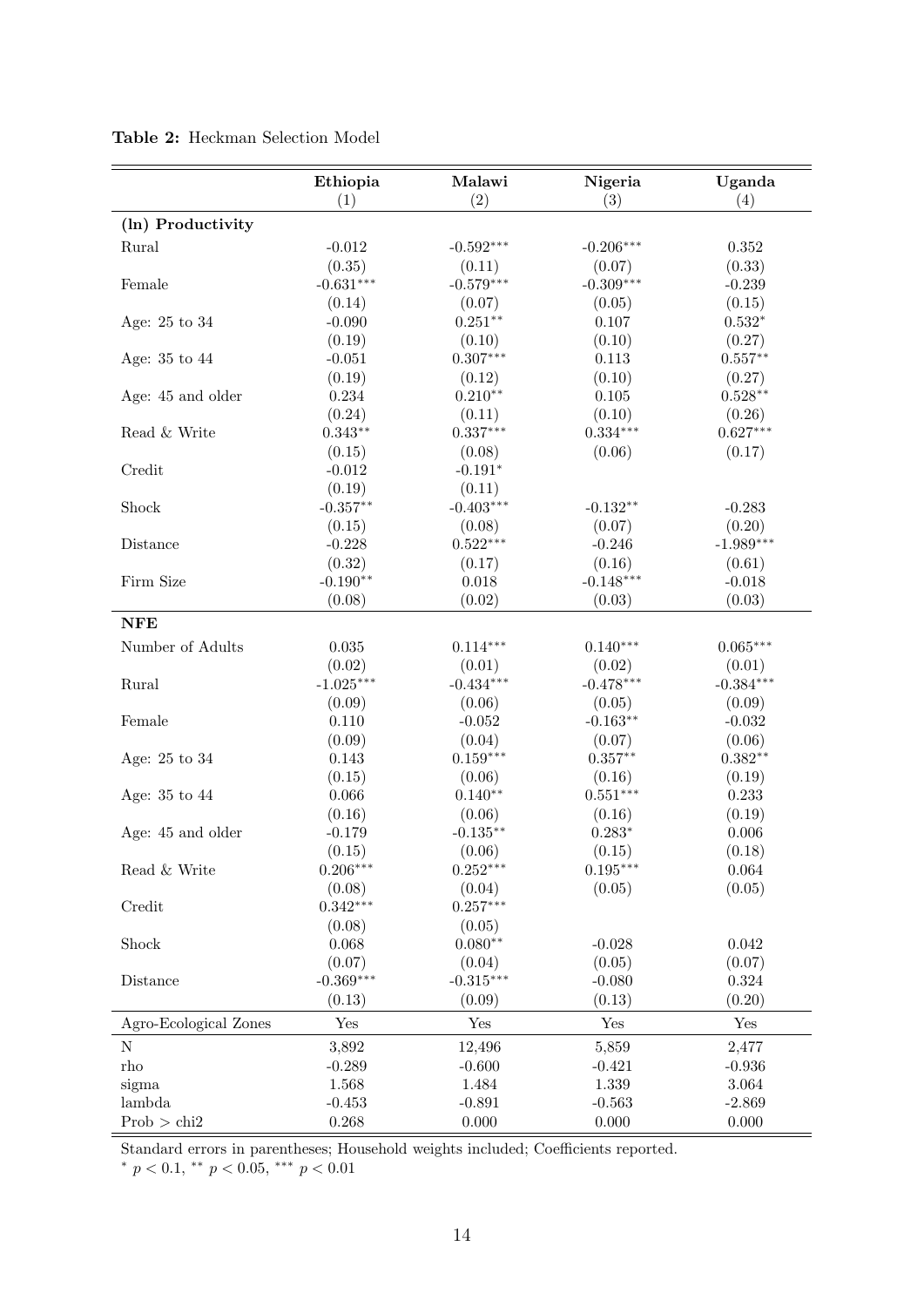**Table 2:** Heckman Selection Model

| | Ethiopia | Malawi | Nigeria | Uganda |
|---|---|---|---|---|
| | (1) | (2) | (3) | (4) |
| **(ln) Productivity** | | | | |
| Rural | -0.012 | -0.592*** | -0.206*** | 0.352 |
| | (0.35) | (0.11) | (0.07) | (0.33) |
| Female | -0.631*** | -0.579*** | -0.309*** | -0.239 |
| | (0.14) | (0.07) | (0.05) | (0.15) |
| Age: 25 to 34 | -0.090 | 0.251** | 0.107 | 0.532* |
| | (0.19) | (0.10) | (0.10) | (0.27) |
| Age: 35 to 44 | -0.051 | 0.307*** | 0.113 | 0.557** |
| | (0.19) | (0.12) | (0.10) | (0.27) |
| Age: 45 and older | 0.234 | 0.210** | 0.105 | 0.528** |
| | (0.24) | (0.11) | (0.10) | (0.26) |
| Read & Write | 0.343** | 0.337*** | 0.334*** | 0.627*** |
| | (0.15) | (0.08) | (0.06) | (0.17) |
| Credit | -0.012 | -0.191* | | |
| | (0.19) | (0.11) | | |
| Shock | -0.357** | -0.403*** | -0.132** | -0.283 |
| | (0.15) | (0.08) | (0.07) | (0.20) |
| Distance | -0.228 | 0.522*** | -0.246 | -1.989*** |
| | (0.32) | (0.17) | (0.16) | (0.61) |
| Firm Size | -0.190** | 0.018 | -0.148*** | -0.018 |
| | (0.08) | (0.02) | (0.03) | (0.03) |
| **NFE** | | | | |
| Number of Adults | 0.035 | 0.114*** | 0.140*** | 0.065*** |
| | (0.02) | (0.01) | (0.02) | (0.01) |
| Rural | -1.025*** | -0.434*** | -0.478*** | -0.384*** |
| | (0.09) | (0.06) | (0.05) | (0.09) |
| Female | 0.110 | -0.052 | -0.163** | -0.032 |
| | (0.09) | (0.04) | (0.07) | (0.06) |
| Age: 25 to 34 | 0.143 | 0.159*** | 0.357** | 0.382** |
| | (0.15) | (0.06) | (0.16) | (0.19) |
| Age: 35 to 44 | 0.066 | 0.140** | 0.551*** | 0.233 |
| | (0.16) | (0.06) | (0.16) | (0.19) |
| Age: 45 and older | -0.179 | -0.135** | 0.283* | 0.006 |
| | (0.15) | (0.06) | (0.15) | (0.18) |
| Read & Write | 0.206*** | 0.252*** | 0.195*** | 0.064 |
| | (0.08) | (0.04) | (0.05) | (0.05) |
| Credit | 0.342*** | 0.257*** | | |
| | (0.08) | (0.05) | | |
| Shock | 0.068 | 0.080** | -0.028 | 0.042 |
| | (0.07) | (0.04) | (0.05) | (0.07) |
| Distance | -0.369*** | -0.315*** | -0.080 | 0.324 |
| | (0.13) | (0.09) | (0.13) | (0.20) |
| Agro-Ecological Zones | Yes | Yes | Yes | Yes |
| N | 3,892 | 12,496 | 5,859 | 2,477 |
| rho | -0.289 | -0.600 | -0.421 | -0.936 |
| sigma | 1.568 | 1.484 | 1.339 | 3.064 |
| lambda | -0.453 | -0.891 | -0.563 | -2.869 |
| Prob > chi2 | 0.268 | 0.000 | 0.000 | 0.000 |

Standard errors in parentheses; Household weights included; Coefficients reported.
$^{*}$ $p < 0.1$, $^{**}$ $p < 0.05$, $^{***}$ $p < 0.01$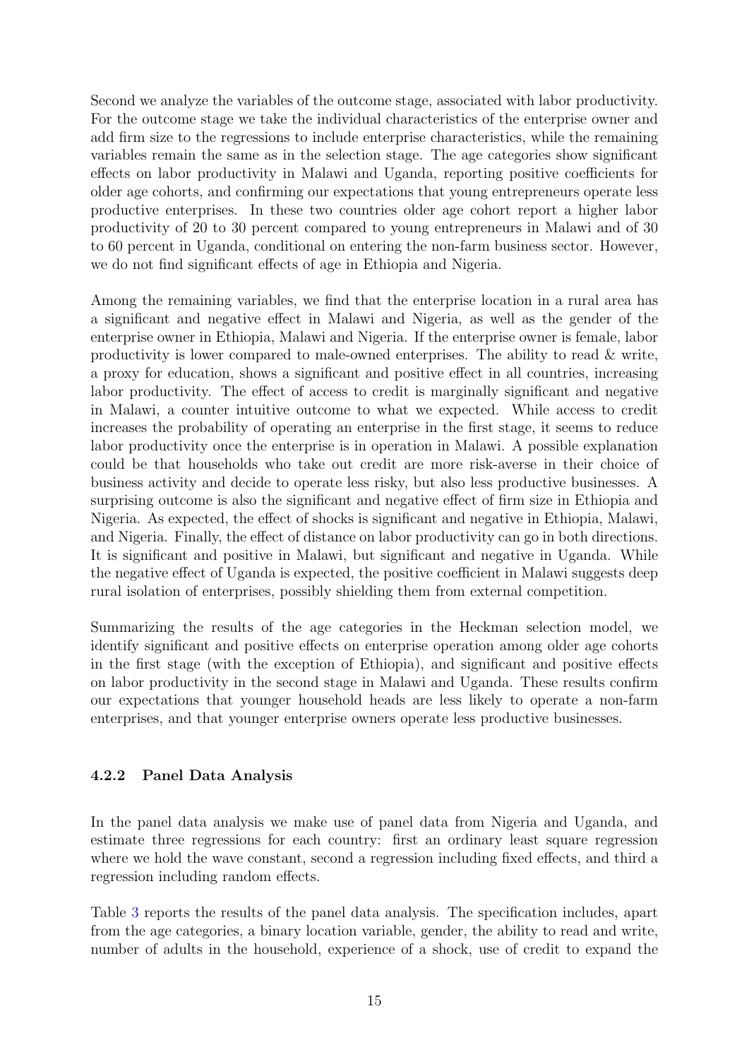Second we analyze the variables of the outcome stage, associated with labor productivity. For the outcome stage we take the individual characteristics of the enterprise owner and add firm size to the regressions to include enterprise characteristics, while the remaining variables remain the same as in the selection stage. The age categories show significant effects on labor productivity in Malawi and Uganda, reporting positive coefficients for older age cohorts, and confirming our expectations that young entrepreneurs operate less productive enterprises. In these two countries older age cohort report a higher labor productivity of 20 to 30 percent compared to young entrepreneurs in Malawi and of 30 to 60 percent in Uganda, conditional on entering the non-farm business sector. However, we do not find significant effects of age in Ethiopia and Nigeria.

Among the remaining variables, we find that the enterprise location in a rural area has a significant and negative effect in Malawi and Nigeria, as well as the gender of the enterprise owner in Ethiopia, Malawi and Nigeria. If the enterprise owner is female, labor productivity is lower compared to male-owned enterprises. The ability to read & write, a proxy for education, shows a significant and positive effect in all countries, increasing labor productivity. The effect of access to credit is marginally significant and negative in Malawi, a counter intuitive outcome to what we expected. While access to credit increases the probability of operating an enterprise in the first stage, it seems to reduce labor productivity once the enterprise is in operation in Malawi. A possible explanation could be that households who take out credit are more risk-averse in their choice of business activity and decide to operate less risky, but also less productive businesses. A surprising outcome is also the significant and negative effect of firm size in Ethiopia and Nigeria. As expected, the effect of shocks is significant and negative in Ethiopia, Malawi, and Nigeria. Finally, the effect of distance on labor productivity can go in both directions. It is significant and positive in Malawi, but significant and negative in Uganda. While the negative effect of Uganda is expected, the positive coefficient in Malawi suggests deep rural isolation of enterprises, possibly shielding them from external competition.

Summarizing the results of the age categories in the Heckman selection model, we identify significant and positive effects on enterprise operation among older age cohorts in the first stage (with the exception of Ethiopia), and significant and positive effects on labor productivity in the second stage in Malawi and Uganda. These results confirm our expectations that younger household heads are less likely to operate a non-farm enterprises, and that younger enterprise owners operate less productive businesses.

#### 4.2.2 Panel Data Analysis

In the panel data analysis we make use of panel data from Nigeria and Uganda, and estimate three regressions for each country: first an ordinary least square regression where we hold the wave constant, second a regression including fixed effects, and third a regression including random effects.

Table 3 reports the results of the panel data analysis. The specification includes, apart from the age categories, a binary location variable, gender, the ability to read and write, number of adults in the household, experience of a shock, use of credit to expand the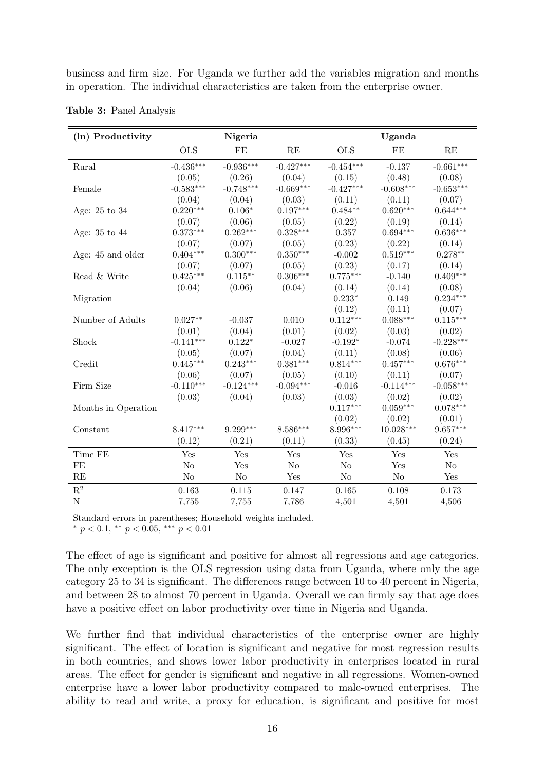business and firm size. For Uganda we further add the variables migration and months in operation. The individual characteristics are taken from the enterprise owner.

**Table 3:** Panel Analysis

| (ln) Productivity | Nigeria | | | Uganda | | |
|---|---|---|---|---|---|---|
| | OLS | FE | RE | OLS | FE | RE |
| Rural | -0.436*** | -0.936*** | -0.427*** | -0.454*** | -0.137 | -0.661*** |
| | (0.05) | (0.26) | (0.04) | (0.15) | (0.48) | (0.08) |
| Female | -0.583*** | -0.748*** | -0.669*** | -0.427*** | -0.608*** | -0.653*** |
| | (0.04) | (0.04) | (0.03) | (0.11) | (0.11) | (0.07) |
| Age: 25 to 34 | 0.220*** | 0.106* | 0.197*** | 0.484** | 0.620*** | 0.644*** |
| | (0.07) | (0.06) | (0.05) | (0.22) | (0.19) | (0.14) |
| Age: 35 to 44 | 0.373*** | 0.262*** | 0.328*** | 0.357 | 0.694*** | 0.636*** |
| | (0.07) | (0.07) | (0.05) | (0.23) | (0.22) | (0.14) |
| Age: 45 and older | 0.404*** | 0.300*** | 0.350*** | -0.002 | 0.519*** | 0.278** |
| | (0.07) | (0.07) | (0.05) | (0.23) | (0.17) | (0.14) |
| Read & Write | 0.425*** | 0.115** | 0.306*** | 0.775*** | -0.140 | 0.409*** |
| | (0.04) | (0.06) | (0.04) | (0.14) | (0.14) | (0.08) |
| Migration | | | | 0.233* | 0.149 | 0.234*** |
| | | | | (0.12) | (0.11) | (0.07) |
| Number of Adults | 0.027** | -0.037 | 0.010 | 0.112*** | 0.088*** | 0.115*** |
| | (0.01) | (0.04) | (0.01) | (0.02) | (0.03) | (0.02) |
| Shock | -0.141*** | 0.122* | -0.027 | -0.192* | -0.074 | -0.228*** |
| | (0.05) | (0.07) | (0.04) | (0.11) | (0.08) | (0.06) |
| Credit | 0.445*** | 0.243*** | 0.381*** | 0.814*** | 0.457*** | 0.676*** |
| | (0.06) | (0.07) | (0.05) | (0.10) | (0.11) | (0.07) |
| Firm Size | -0.110*** | -0.124*** | -0.094*** | -0.016 | -0.114*** | -0.058*** |
| | (0.03) | (0.04) | (0.03) | (0.03) | (0.02) | (0.02) |
| Months in Operation | | | | 0.117*** | 0.059*** | 0.078*** |
| | | | | (0.02) | (0.02) | (0.01) |
| Constant | 8.417*** | 9.299*** | 8.586*** | 8.996*** | 10.028*** | 9.657*** |
| | (0.12) | (0.21) | (0.11) | (0.33) | (0.45) | (0.24) |
| Time FE | Yes | Yes | Yes | Yes | Yes | Yes |
| FE | No | Yes | No | No | Yes | No |
| RE | No | No | Yes | No | No | Yes |
| $R^2$ | 0.163 | 0.115 | 0.147 | 0.165 | 0.108 | 0.173 |
| N | 7,755 | 7,755 | 7,786 | 4,501 | 4,501 | 4,506 |

Standard errors in parentheses; Household weights included.

\* $p < 0.1$, ** $p < 0.05$, *** $p < 0.01$

The effect of age is significant and positive for almost all regressions and age categories. The only exception is the OLS regression using data from Uganda, where only the age category 25 to 34 is significant. The differences range between 10 to 40 percent in Nigeria, and between 28 to almost 70 percent in Uganda. Overall we can firmly say that age does have a positive effect on labor productivity over time in Nigeria and Uganda.

We further find that individual characteristics of the enterprise owner are highly significant. The effect of location is significant and negative for most regression results in both countries, and shows lower labor productivity in enterprises located in rural areas. The effect for gender is significant and negative in all regressions. Women-owned enterprise have a lower labor productivity compared to male-owned enterprises. The ability to read and write, a proxy for education, is significant and positive for most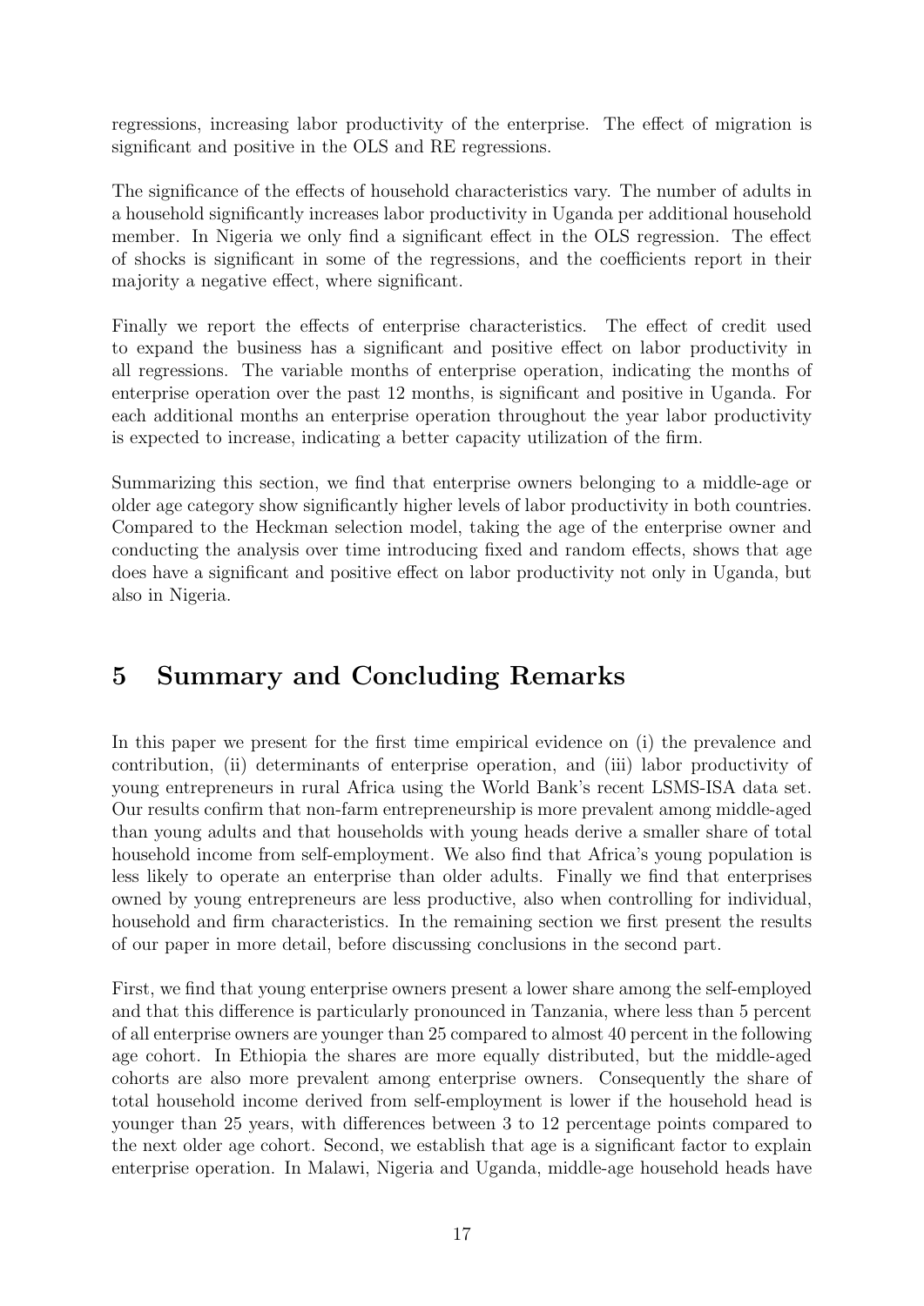regressions, increasing labor productivity of the enterprise. The effect of migration is significant and positive in the OLS and RE regressions.

The significance of the effects of household characteristics vary. The number of adults in a household significantly increases labor productivity in Uganda per additional household member. In Nigeria we only find a significant effect in the OLS regression. The effect of shocks is significant in some of the regressions, and the coefficients report in their majority a negative effect, where significant.

Finally we report the effects of enterprise characteristics. The effect of credit used to expand the business has a significant and positive effect on labor productivity in all regressions. The variable months of enterprise operation, indicating the months of enterprise operation over the past 12 months, is significant and positive in Uganda. For each additional months an enterprise operation throughout the year labor productivity is expected to increase, indicating a better capacity utilization of the firm.

Summarizing this section, we find that enterprise owners belonging to a middle-age or older age category show significantly higher levels of labor productivity in both countries. Compared to the Heckman selection model, taking the age of the enterprise owner and conducting the analysis over time introducing fixed and random effects, shows that age does have a significant and positive effect on labor productivity not only in Uganda, but also in Nigeria.

# 5 Summary and Concluding Remarks

In this paper we present for the first time empirical evidence on (i) the prevalence and contribution, (ii) determinants of enterprise operation, and (iii) labor productivity of young entrepreneurs in rural Africa using the World Bank's recent LSMS-ISA data set. Our results confirm that non-farm entrepreneurship is more prevalent among middle-aged than young adults and that households with young heads derive a smaller share of total household income from self-employment. We also find that Africa's young population is less likely to operate an enterprise than older adults. Finally we find that enterprises owned by young entrepreneurs are less productive, also when controlling for individual, household and firm characteristics. In the remaining section we first present the results of our paper in more detail, before discussing conclusions in the second part.

First, we find that young enterprise owners present a lower share among the self-employed and that this difference is particularly pronounced in Tanzania, where less than 5 percent of all enterprise owners are younger than 25 compared to almost 40 percent in the following age cohort. In Ethiopia the shares are more equally distributed, but the middle-aged cohorts are also more prevalent among enterprise owners. Consequently the share of total household income derived from self-employment is lower if the household head is younger than 25 years, with differences between 3 to 12 percentage points compared to the next older age cohort. Second, we establish that age is a significant factor to explain enterprise operation. In Malawi, Nigeria and Uganda, middle-age household heads have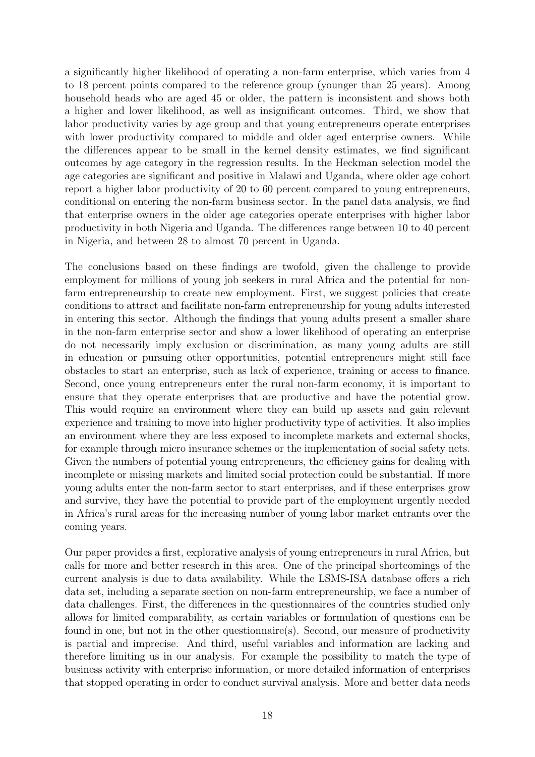a significantly higher likelihood of operating a non-farm enterprise, which varies from 4 to 18 percent points compared to the reference group (younger than 25 years). Among household heads who are aged 45 or older, the pattern is inconsistent and shows both a higher and lower likelihood, as well as insignificant outcomes. Third, we show that labor productivity varies by age group and that young entrepreneurs operate enterprises with lower productivity compared to middle and older aged enterprise owners. While the differences appear to be small in the kernel density estimates, we find significant outcomes by age category in the regression results. In the Heckman selection model the age categories are significant and positive in Malawi and Uganda, where older age cohort report a higher labor productivity of 20 to 60 percent compared to young entrepreneurs, conditional on entering the non-farm business sector. In the panel data analysis, we find that enterprise owners in the older age categories operate enterprises with higher labor productivity in both Nigeria and Uganda. The differences range between 10 to 40 percent in Nigeria, and between 28 to almost 70 percent in Uganda.

The conclusions based on these findings are twofold, given the challenge to provide employment for millions of young job seekers in rural Africa and the potential for non-farm entrepreneurship to create new employment. First, we suggest policies that create conditions to attract and facilitate non-farm entrepreneurship for young adults interested in entering this sector. Although the findings that young adults present a smaller share in the non-farm enterprise sector and show a lower likelihood of operating an enterprise do not necessarily imply exclusion or discrimination, as many young adults are still in education or pursuing other opportunities, potential entrepreneurs might still face obstacles to start an enterprise, such as lack of experience, training or access to finance. Second, once young entrepreneurs enter the rural non-farm economy, it is important to ensure that they operate enterprises that are productive and have the potential grow. This would require an environment where they can build up assets and gain relevant experience and training to move into higher productivity type of activities. It also implies an environment where they are less exposed to incomplete markets and external shocks, for example through micro insurance schemes or the implementation of social safety nets. Given the numbers of potential young entrepreneurs, the efficiency gains for dealing with incomplete or missing markets and limited social protection could be substantial. If more young adults enter the non-farm sector to start enterprises, and if these enterprises grow and survive, they have the potential to provide part of the employment urgently needed in Africa's rural areas for the increasing number of young labor market entrants over the coming years.

Our paper provides a first, explorative analysis of young entrepreneurs in rural Africa, but calls for more and better research in this area. One of the principal shortcomings of the current analysis is due to data availability. While the LSMS-ISA database offers a rich data set, including a separate section on non-farm entrepreneurship, we face a number of data challenges. First, the differences in the questionnaires of the countries studied only allows for limited comparability, as certain variables or formulation of questions can be found in one, but not in the other questionnaire(s). Second, our measure of productivity is partial and imprecise. And third, useful variables and information are lacking and therefore limiting us in our analysis. For example the possibility to match the type of business activity with enterprise information, or more detailed information of enterprises that stopped operating in order to conduct survival analysis. More and better data needs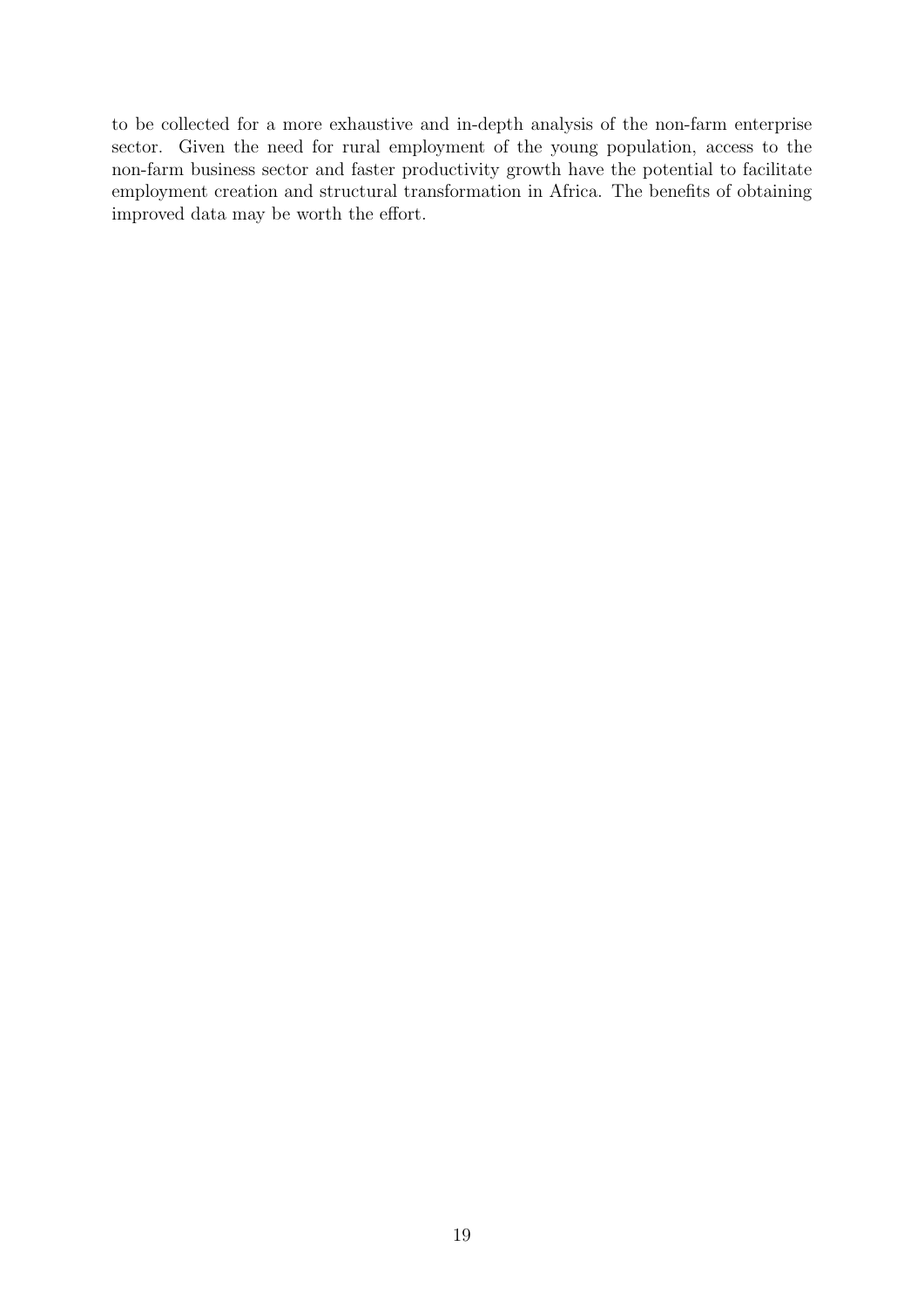to be collected for a more exhaustive and in-depth analysis of the non-farm enterprise sector. Given the need for rural employment of the young population, access to the non-farm business sector and faster productivity growth have the potential to facilitate employment creation and structural transformation in Africa. The benefits of obtaining improved data may be worth the effort.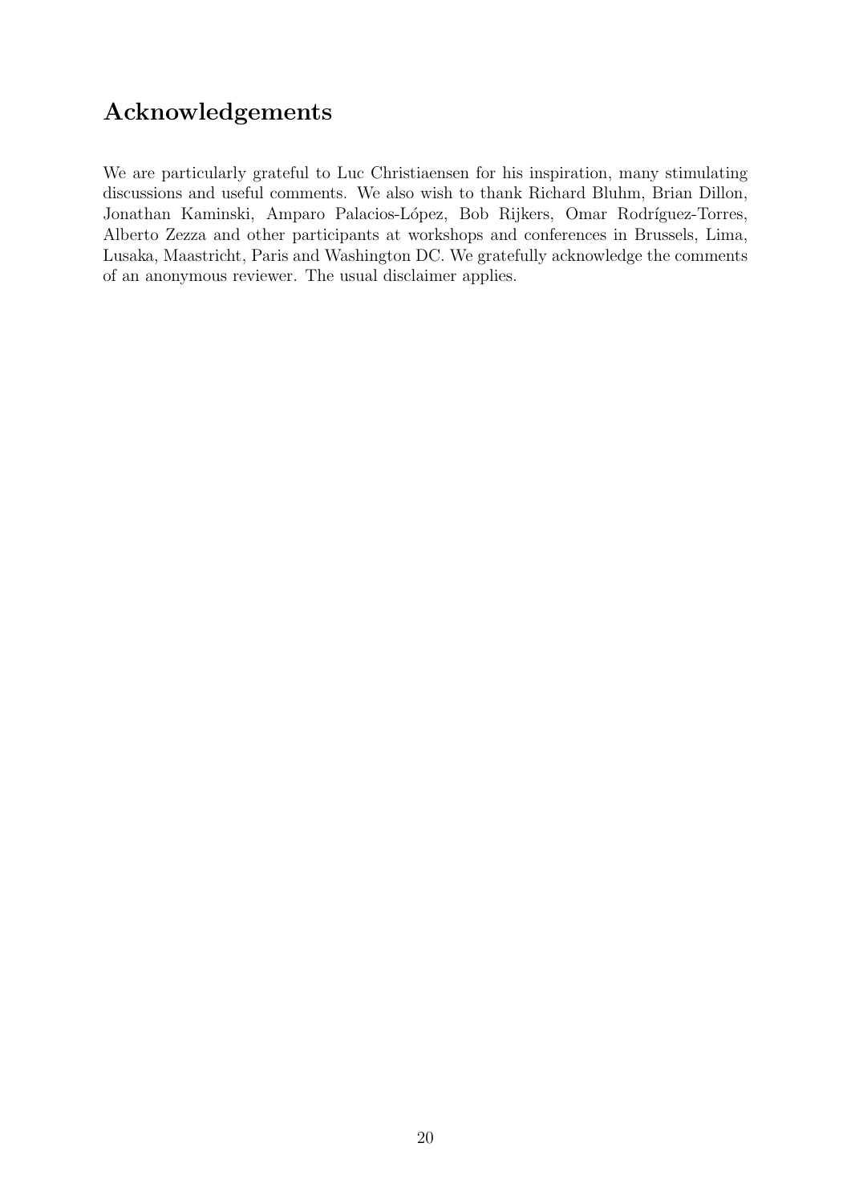## Acknowledgements

We are particularly grateful to Luc Christiaensen for his inspiration, many stimulating discussions and useful comments. We also wish to thank Richard Bluhm, Brian Dillon, Jonathan Kaminski, Amparo Palacios-López, Bob Rijkers, Omar Rodríguez-Torres, Alberto Zezza and other participants at workshops and conferences in Brussels, Lima, Lusaka, Maastricht, Paris and Washington DC. We gratefully acknowledge the comments of an anonymous reviewer. The usual disclaimer applies.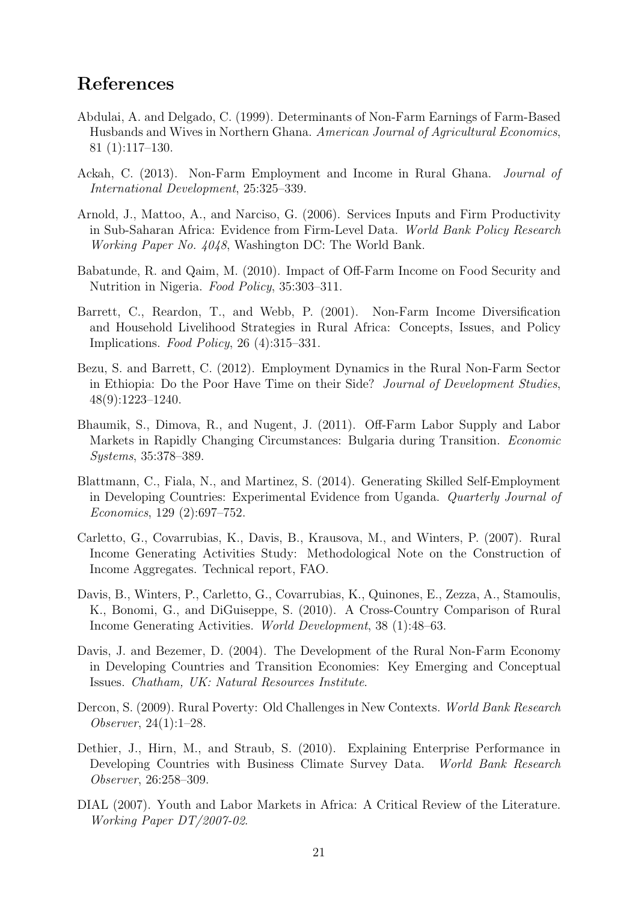## References

Abdulai, A. and Delgado, C. (1999). Determinants of Non-Farm Earnings of Farm-Based Husbands and Wives in Northern Ghana. *American Journal of Agricultural Economics*, 81 (1):117–130.

Ackah, C. (2013). Non-Farm Employment and Income in Rural Ghana. *Journal of International Development*, 25:325–339.

Arnold, J., Mattoo, A., and Narciso, G. (2006). Services Inputs and Firm Productivity in Sub-Saharan Africa: Evidence from Firm-Level Data. *World Bank Policy Research Working Paper No. 4048*, Washington DC: The World Bank.

Babatunde, R. and Qaim, M. (2010). Impact of Off-Farm Income on Food Security and Nutrition in Nigeria. *Food Policy*, 35:303–311.

Barrett, C., Reardon, T., and Webb, P. (2001). Non-Farm Income Diversification and Household Livelihood Strategies in Rural Africa: Concepts, Issues, and Policy Implications. *Food Policy*, 26 (4):315–331.

Bezu, S. and Barrett, C. (2012). Employment Dynamics in the Rural Non-Farm Sector in Ethiopia: Do the Poor Have Time on their Side? *Journal of Development Studies*, 48(9):1223–1240.

Bhaumik, S., Dimova, R., and Nugent, J. (2011). Off-Farm Labor Supply and Labor Markets in Rapidly Changing Circumstances: Bulgaria during Transition. *Economic Systems*, 35:378–389.

Blattmann, C., Fiala, N., and Martinez, S. (2014). Generating Skilled Self-Employment in Developing Countries: Experimental Evidence from Uganda. *Quarterly Journal of Economics*, 129 (2):697–752.

Carletto, G., Covarrubias, K., Davis, B., Krausova, M., and Winters, P. (2007). Rural Income Generating Activities Study: Methodological Note on the Construction of Income Aggregates. Technical report, FAO.

Davis, B., Winters, P., Carletto, G., Covarrubias, K., Quinones, E., Zezza, A., Stamoulis, K., Bonomi, G., and DiGuiseppe, S. (2010). A Cross-Country Comparison of Rural Income Generating Activities. *World Development*, 38 (1):48–63.

Davis, J. and Bezemer, D. (2004). The Development of the Rural Non-Farm Economy in Developing Countries and Transition Economies: Key Emerging and Conceptual Issues. *Chatham, UK: Natural Resources Institute*.

Dercon, S. (2009). Rural Poverty: Old Challenges in New Contexts. *World Bank Research Observer*, 24(1):1–28.

Dethier, J., Hirn, M., and Straub, S. (2010). Explaining Enterprise Performance in Developing Countries with Business Climate Survey Data. *World Bank Research Observer*, 26:258–309.

DIAL (2007). Youth and Labor Markets in Africa: A Critical Review of the Literature. *Working Paper DT/2007-02*.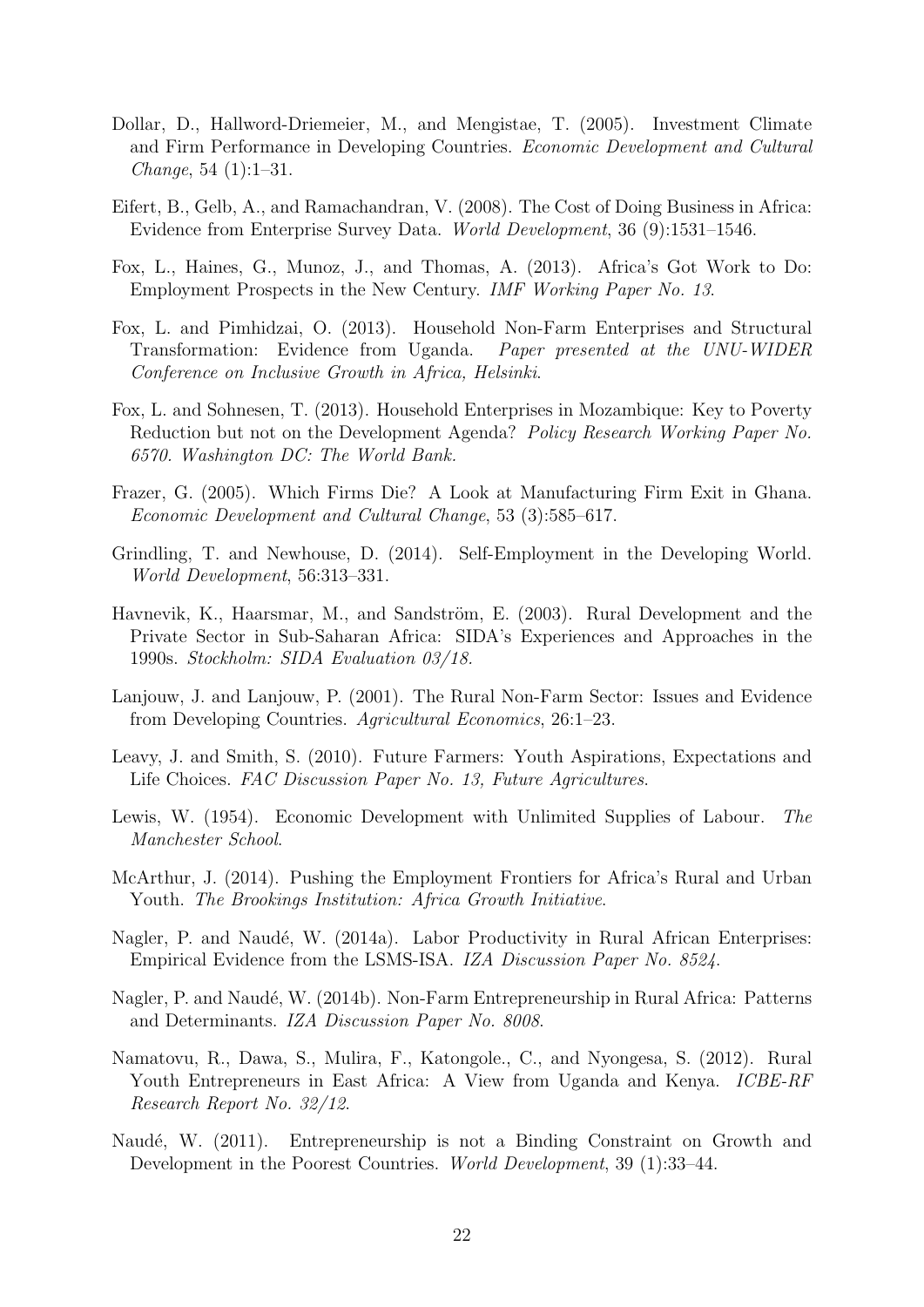Dollar, D., Hallword-Driemeier, M., and Mengistae, T. (2005). Investment Climate and Firm Performance in Developing Countries. *Economic Development and Cultural Change*, 54 (1):1–31.

Eifert, B., Gelb, A., and Ramachandran, V. (2008). The Cost of Doing Business in Africa: Evidence from Enterprise Survey Data. *World Development*, 36 (9):1531–1546.

Fox, L., Haines, G., Munoz, J., and Thomas, A. (2013). Africa's Got Work to Do: Employment Prospects in the New Century. *IMF Working Paper No. 13*.

Fox, L. and Pimhidzai, O. (2013). Household Non-Farm Enterprises and Structural Transformation: Evidence from Uganda. *Paper presented at the UNU-WIDER Conference on Inclusive Growth in Africa, Helsinki*.

Fox, L. and Sohnesen, T. (2013). Household Enterprises in Mozambique: Key to Poverty Reduction but not on the Development Agenda? *Policy Research Working Paper No. 6570. Washington DC: The World Bank.*

Frazer, G. (2005). Which Firms Die? A Look at Manufacturing Firm Exit in Ghana. *Economic Development and Cultural Change*, 53 (3):585–617.

Grindling, T. and Newhouse, D. (2014). Self-Employment in the Developing World. *World Development*, 56:313–331.

Havnevik, K., Haarsmar, M., and Sandström, E. (2003). Rural Development and the Private Sector in Sub-Saharan Africa: SIDA's Experiences and Approaches in the 1990s. *Stockholm: SIDA Evaluation 03/18.*

Lanjouw, J. and Lanjouw, P. (2001). The Rural Non-Farm Sector: Issues and Evidence from Developing Countries. *Agricultural Economics*, 26:1–23.

Leavy, J. and Smith, S. (2010). Future Farmers: Youth Aspirations, Expectations and Life Choices. *FAC Discussion Paper No. 13, Future Agricultures*.

Lewis, W. (1954). Economic Development with Unlimited Supplies of Labour. *The Manchester School*.

McArthur, J. (2014). Pushing the Employment Frontiers for Africa's Rural and Urban Youth. *The Brookings Institution: Africa Growth Initiative*.

Nagler, P. and Naudé, W. (2014a). Labor Productivity in Rural African Enterprises: Empirical Evidence from the LSMS-ISA. *IZA Discussion Paper No. 8524.*

Nagler, P. and Naudé, W. (2014b). Non-Farm Entrepreneurship in Rural Africa: Patterns and Determinants. *IZA Discussion Paper No. 8008.*

Namatovu, R., Dawa, S., Mulira, F., Katongole., C., and Nyongesa, S. (2012). Rural Youth Entrepreneurs in East Africa: A View from Uganda and Kenya. *ICBE-RF Research Report No. 32/12.*

Naudé, W. (2011). Entrepreneurship is not a Binding Constraint on Growth and Development in the Poorest Countries. *World Development*, 39 (1):33–44.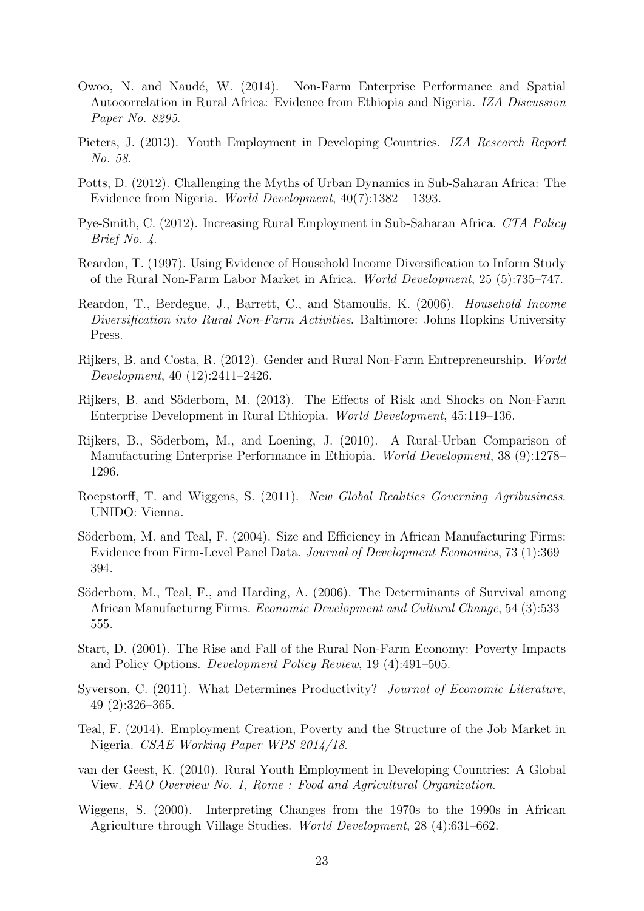Owoo, N. and Naudé, W. (2014). Non-Farm Enterprise Performance and Spatial Autocorrelation in Rural Africa: Evidence from Ethiopia and Nigeria. *IZA Discussion Paper No. 8295*.

Pieters, J. (2013). Youth Employment in Developing Countries. *IZA Research Report No. 58*.

Potts, D. (2012). Challenging the Myths of Urban Dynamics in Sub-Saharan Africa: The Evidence from Nigeria. *World Development*, 40(7):1382 – 1393.

Pye-Smith, C. (2012). Increasing Rural Employment in Sub-Saharan Africa. *CTA Policy Brief No. 4*.

Reardon, T. (1997). Using Evidence of Household Income Diversification to Inform Study of the Rural Non-Farm Labor Market in Africa. *World Development*, 25 (5):735–747.

Reardon, T., Berdegue, J., Barrett, C., and Stamoulis, K. (2006). *Household Income Diversification into Rural Non-Farm Activities*. Baltimore: Johns Hopkins University Press.

Rijkers, B. and Costa, R. (2012). Gender and Rural Non-Farm Entrepreneurship. *World Development*, 40 (12):2411–2426.

Rijkers, B. and Söderbom, M. (2013). The Effects of Risk and Shocks on Non-Farm Enterprise Development in Rural Ethiopia. *World Development*, 45:119–136.

Rijkers, B., Söderbom, M., and Loening, J. (2010). A Rural-Urban Comparison of Manufacturing Enterprise Performance in Ethiopia. *World Development*, 38 (9):1278–1296.

Roepstorff, T. and Wiggens, S. (2011). *New Global Realities Governing Agribusiness*. UNIDO: Vienna.

Söderbom, M. and Teal, F. (2004). Size and Efficiency in African Manufacturing Firms: Evidence from Firm-Level Panel Data. *Journal of Development Economics*, 73 (1):369–394.

Söderbom, M., Teal, F., and Harding, A. (2006). The Determinants of Survival among African Manufacturng Firms. *Economic Development and Cultural Change*, 54 (3):533–555.

Start, D. (2001). The Rise and Fall of the Rural Non-Farm Economy: Poverty Impacts and Policy Options. *Development Policy Review*, 19 (4):491–505.

Syverson, C. (2011). What Determines Productivity? *Journal of Economic Literature*, 49 (2):326–365.

Teal, F. (2014). Employment Creation, Poverty and the Structure of the Job Market in Nigeria. *CSAE Working Paper WPS 2014/18*.

van der Geest, K. (2010). Rural Youth Employment in Developing Countries: A Global View. *FAO Overview No. 1, Rome : Food and Agricultural Organization*.

Wiggens, S. (2000). Interpreting Changes from the 1970s to the 1990s in African Agriculture through Village Studies. *World Development*, 28 (4):631–662.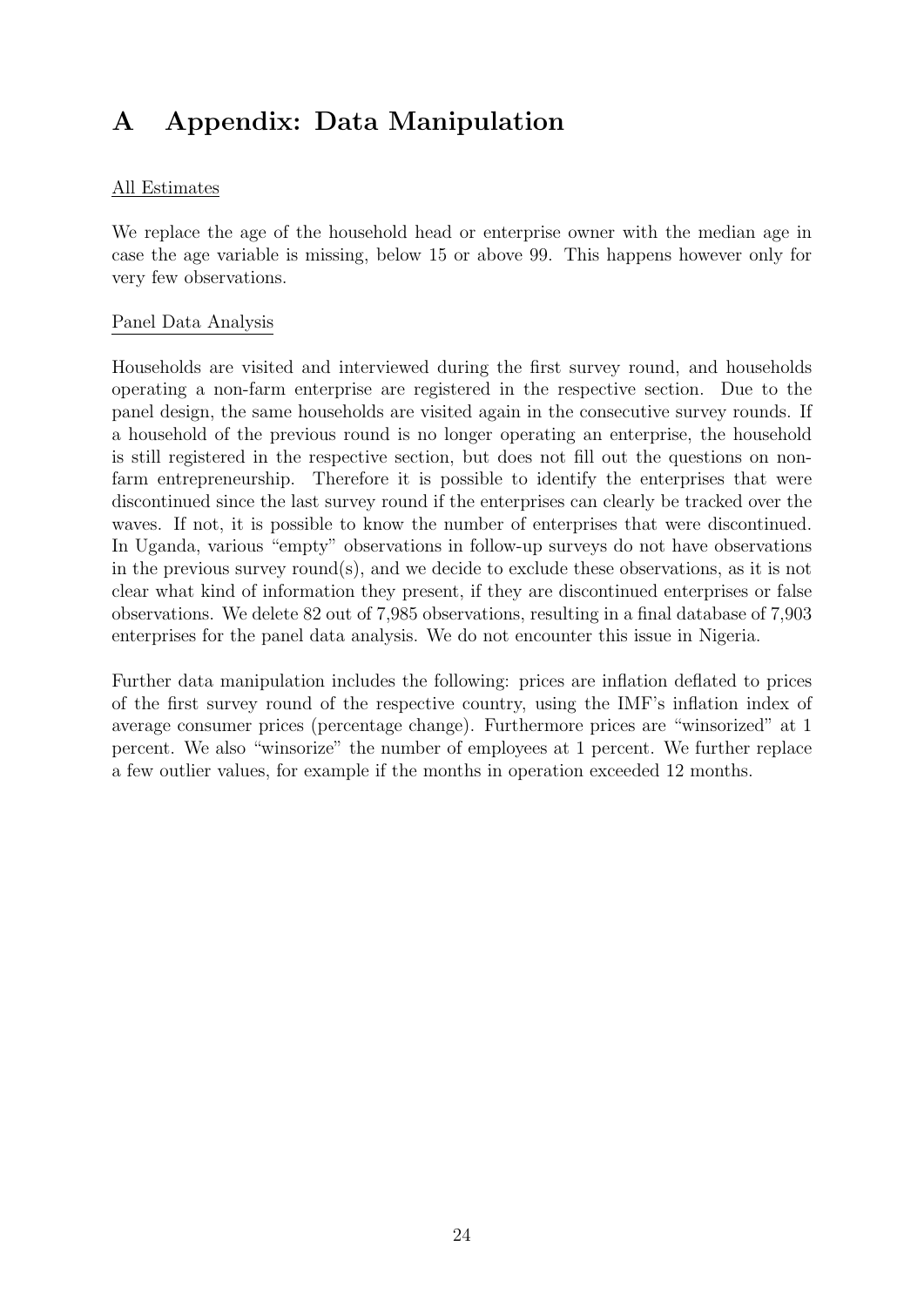# A Appendix: Data Manipulation

All Estimates

We replace the age of the household head or enterprise owner with the median age in case the age variable is missing, below 15 or above 99. This happens however only for very few observations.

Panel Data Analysis

Households are visited and interviewed during the first survey round, and households operating a non-farm enterprise are registered in the respective section. Due to the panel design, the same households are visited again in the consecutive survey rounds. If a household of the previous round is no longer operating an enterprise, the household is still registered in the respective section, but does not fill out the questions on non-farm entrepreneurship. Therefore it is possible to identify the enterprises that were discontinued since the last survey round if the enterprises can clearly be tracked over the waves. If not, it is possible to know the number of enterprises that were discontinued. In Uganda, various "empty" observations in follow-up surveys do not have observations in the previous survey round(s), and we decide to exclude these observations, as it is not clear what kind of information they present, if they are discontinued enterprises or false observations. We delete 82 out of 7,985 observations, resulting in a final database of 7,903 enterprises for the panel data analysis. We do not encounter this issue in Nigeria.

Further data manipulation includes the following: prices are inflation deflated to prices of the first survey round of the respective country, using the IMF's inflation index of average consumer prices (percentage change). Furthermore prices are "winsorized" at 1 percent. We also "winsorize" the number of employees at 1 percent. We further replace a few outlier values, for example if the months in operation exceeded 12 months.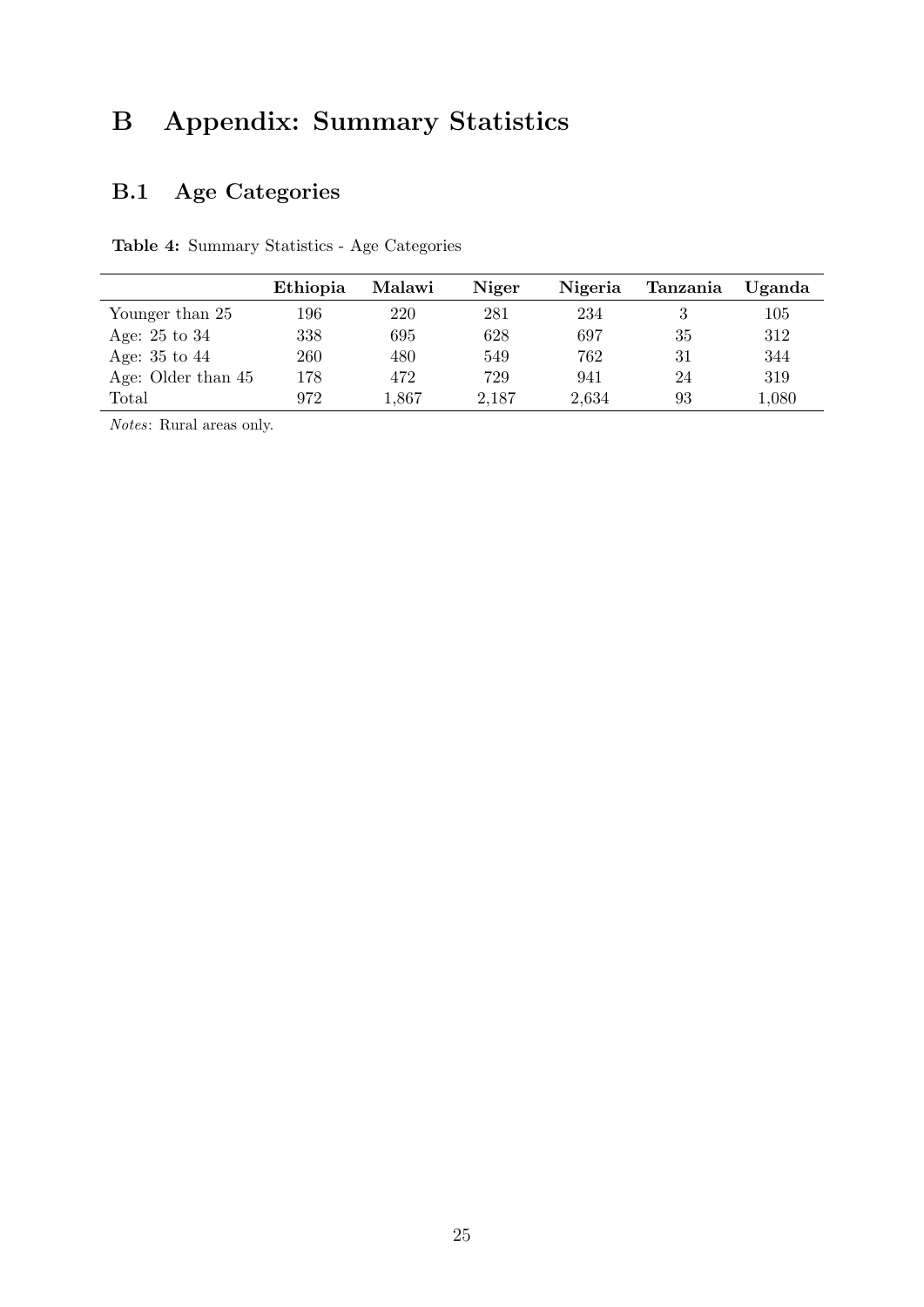# B Appendix: Summary Statistics

## B.1 Age Categories

**Table 4:** Summary Statistics - Age Categories

| | **Ethiopia** | **Malawi** | **Niger** | **Nigeria** | **Tanzania** | **Uganda** |
|---|---|---|---|---|---|---|
| Younger than 25 | 196 | 220 | 281 | 234 | 3 | 105 |
| Age: 25 to 34 | 338 | 695 | 628 | 697 | 35 | 312 |
| Age: 35 to 44 | 260 | 480 | 549 | 762 | 31 | 344 |
| Age: Older than 45 | 178 | 472 | 729 | 941 | 24 | 319 |
| Total | 972 | 1,867 | 2,187 | 2,634 | 93 | 1,080 |

*Notes*: Rural areas only.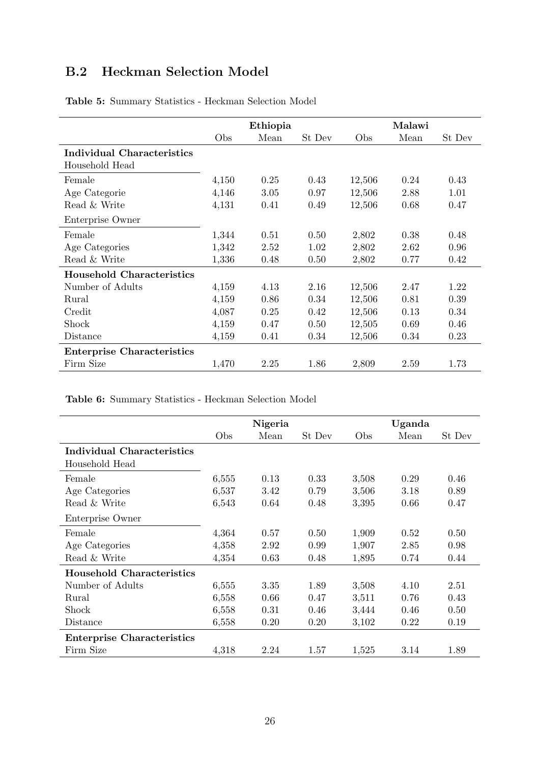## B.2 Heckman Selection Model

**Table 5:** Summary Statistics - Heckman Selection Model

| | Ethiopia | | | Malawi | | |
|---|---|---|---|---|---|---|
| | Obs | Mean | St Dev | Obs | Mean | St Dev |
| **Individual Characteristics** | | | | | | |
| Household Head | | | | | | |
| Female | 4,150 | 0.25 | 0.43 | 12,506 | 0.24 | 0.43 |
| Age Categorie | 4,146 | 3.05 | 0.97 | 12,506 | 2.88 | 1.01 |
| Read & Write | 4,131 | 0.41 | 0.49 | 12,506 | 0.68 | 0.47 |
| Enterprise Owner | | | | | | |
| Female | 1,344 | 0.51 | 0.50 | 2,802 | 0.38 | 0.48 |
| Age Categories | 1,342 | 2.52 | 1.02 | 2,802 | 2.62 | 0.96 |
| Read & Write | 1,336 | 0.48 | 0.50 | 2,802 | 0.77 | 0.42 |
| **Household Characteristics** | | | | | | |
| Number of Adults | 4,159 | 4.13 | 2.16 | 12,506 | 2.47 | 1.22 |
| Rural | 4,159 | 0.86 | 0.34 | 12,506 | 0.81 | 0.39 |
| Credit | 4,087 | 0.25 | 0.42 | 12,506 | 0.13 | 0.34 |
| Shock | 4,159 | 0.47 | 0.50 | 12,505 | 0.69 | 0.46 |
| Distance | 4,159 | 0.41 | 0.34 | 12,506 | 0.34 | 0.23 |
| **Enterprise Characteristics** | | | | | | |
| Firm Size | 1,470 | 2.25 | 1.86 | 2,809 | 2.59 | 1.73 |

**Table 6:** Summary Statistics - Heckman Selection Model

| | Nigeria | | | Uganda | | |
|---|---|---|---|---|---|---|
| | Obs | Mean | St Dev | Obs | Mean | St Dev |
| **Individual Characteristics** | | | | | | |
| Household Head | | | | | | |
| Female | 6,555 | 0.13 | 0.33 | 3,508 | 0.29 | 0.46 |
| Age Categories | 6,537 | 3.42 | 0.79 | 3,506 | 3.18 | 0.89 |
| Read & Write | 6,543 | 0.64 | 0.48 | 3,395 | 0.66 | 0.47 |
| Enterprise Owner | | | | | | |
| Female | 4,364 | 0.57 | 0.50 | 1,909 | 0.52 | 0.50 |
| Age Categories | 4,358 | 2.92 | 0.99 | 1,907 | 2.85 | 0.98 |
| Read & Write | 4,354 | 0.63 | 0.48 | 1,895 | 0.74 | 0.44 |
| **Household Characteristics** | | | | | | |
| Number of Adults | 6,555 | 3.35 | 1.89 | 3,508 | 4.10 | 2.51 |
| Rural | 6,558 | 0.66 | 0.47 | 3,511 | 0.76 | 0.43 |
| Shock | 6,558 | 0.31 | 0.46 | 3,444 | 0.46 | 0.50 |
| Distance | 6,558 | 0.20 | 0.20 | 3,102 | 0.22 | 0.19 |
| **Enterprise Characteristics** | | | | | | |
| Firm Size | 4,318 | 2.24 | 1.57 | 1,525 | 3.14 | 1.89 |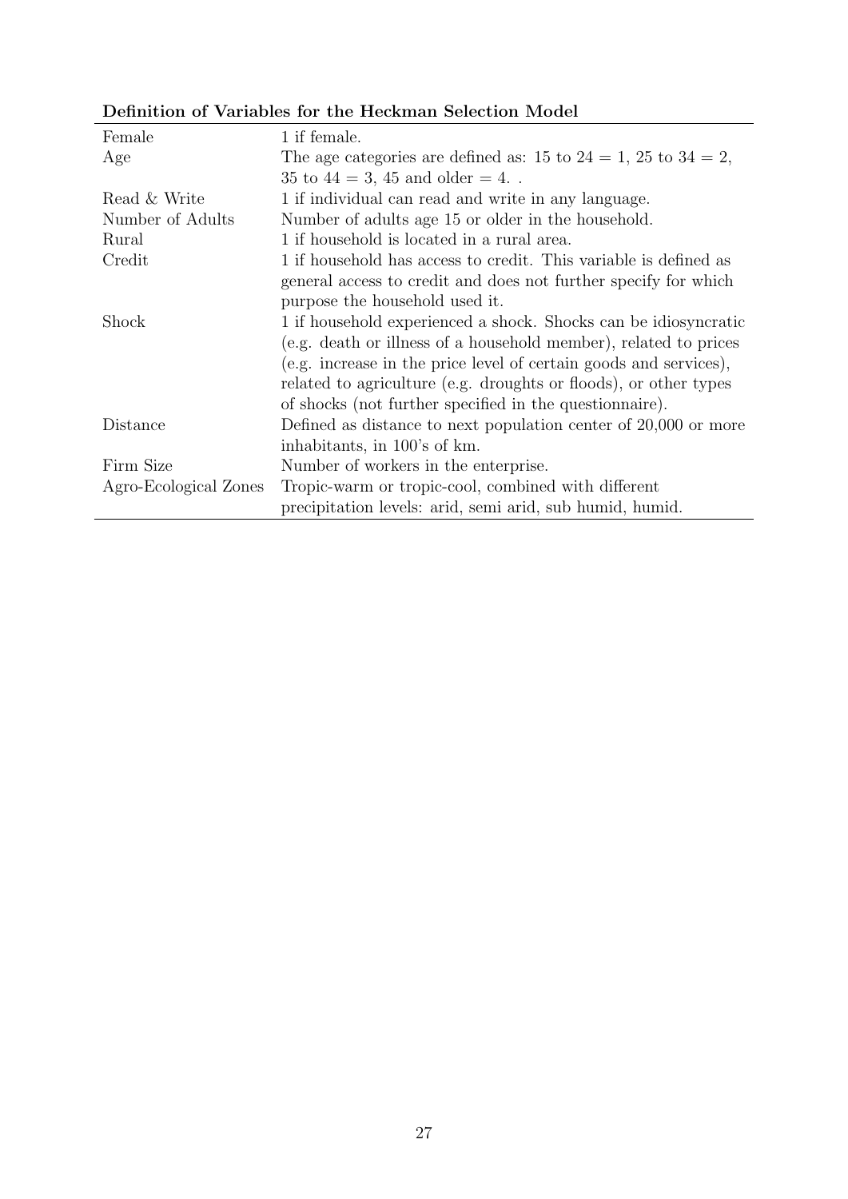**Definition of Variables for the Heckman Selection Model**

| | |
|---|---|
| Female | 1 if female. |
| Age | The age categories are defined as: 15 to 24 = 1, 25 to 34 = 2, 35 to 44 = 3, 45 and older = 4. . |
| Read & Write | 1 if individual can read and write in any language. |
| Number of Adults | Number of adults age 15 or older in the household. |
| Rural | 1 if household is located in a rural area. |
| Credit | 1 if household has access to credit. This variable is defined as general access to credit and does not further specify for which purpose the household used it. |
| Shock | 1 if household experienced a shock. Shocks can be idiosyncratic (e.g. death or illness of a household member), related to prices (e.g. increase in the price level of certain goods and services), related to agriculture (e.g. droughts or floods), or other types of shocks (not further specified in the questionnaire). |
| Distance | Defined as distance to next population center of 20,000 or more inhabitants, in 100's of km. |
| Firm Size | Number of workers in the enterprise. |
| Agro-Ecological Zones | Tropic-warm or tropic-cool, combined with different precipitation levels: arid, semi arid, sub humid, humid. |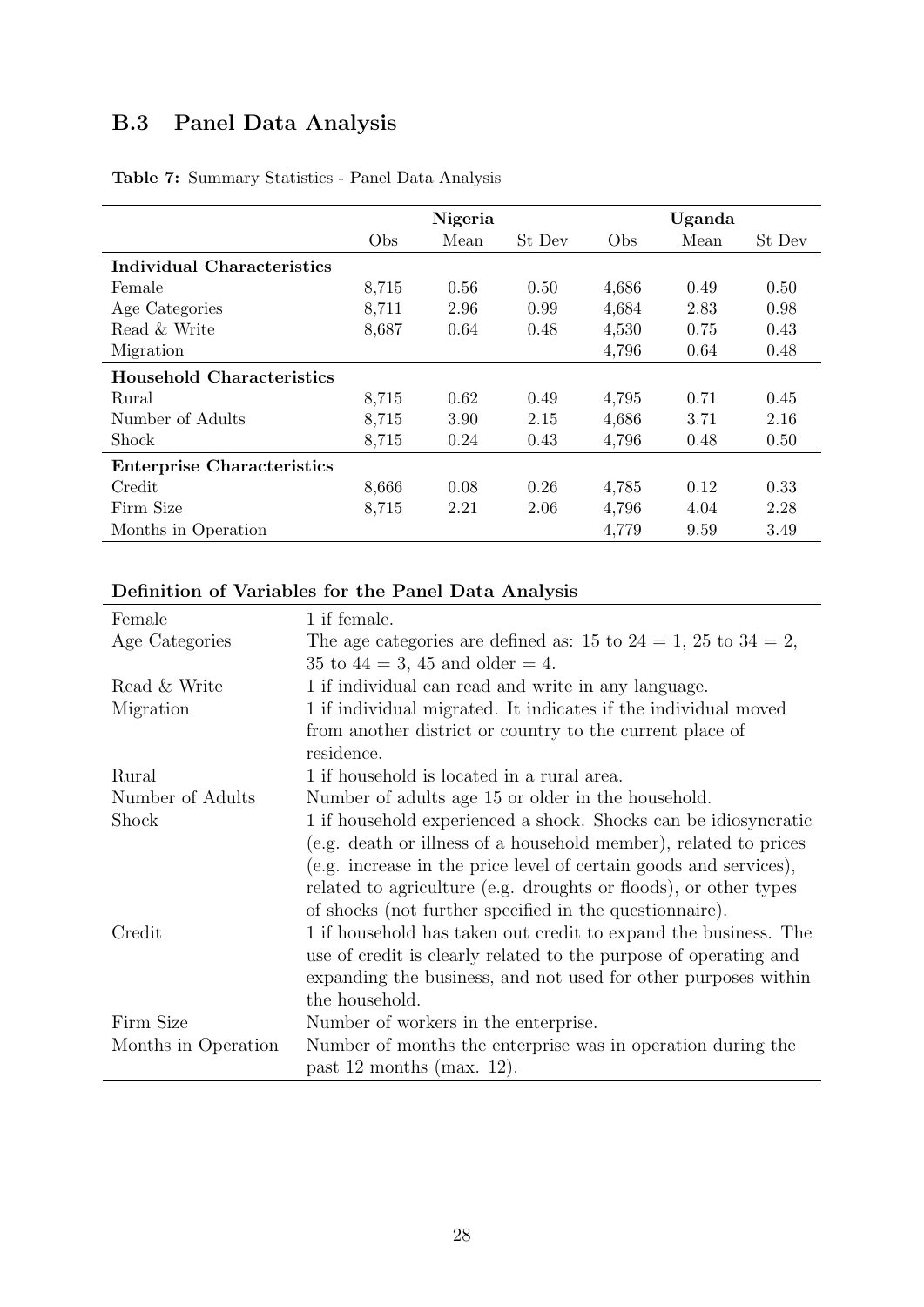## B.3 Panel Data Analysis

**Table 7:** Summary Statistics - Panel Data Analysis

| | Nigeria | | | Uganda | | |
|---|---|---|---|---|---|---|
| | Obs | Mean | St Dev | Obs | Mean | St Dev |
| **Individual Characteristics** | | | | | | |
| Female | 8,715 | 0.56 | 0.50 | 4,686 | 0.49 | 0.50 |
| Age Categories | 8,711 | 2.96 | 0.99 | 4,684 | 2.83 | 0.98 |
| Read & Write | 8,687 | 0.64 | 0.48 | 4,530 | 0.75 | 0.43 |
| Migration | | | | 4,796 | 0.64 | 0.48 |
| **Household Characteristics** | | | | | | |
| Rural | 8,715 | 0.62 | 0.49 | 4,795 | 0.71 | 0.45 |
| Number of Adults | 8,715 | 3.90 | 2.15 | 4,686 | 3.71 | 2.16 |
| Shock | 8,715 | 0.24 | 0.43 | 4,796 | 0.48 | 0.50 |
| **Enterprise Characteristics** | | | | | | |
| Credit | 8,666 | 0.08 | 0.26 | 4,785 | 0.12 | 0.33 |
| Firm Size | 8,715 | 2.21 | 2.06 | 4,796 | 4.04 | 2.28 |
| Months in Operation | | | | 4,779 | 9.59 | 3.49 |

**Definition of Variables for the Panel Data Analysis**

| | |
|---|---|
| Female | 1 if female. |
| Age Categories | The age categories are defined as: 15 to 24 = 1, 25 to 34 = 2, 35 to 44 = 3, 45 and older = 4. |
| Read & Write | 1 if individual can read and write in any language. |
| Migration | 1 if individual migrated. It indicates if the individual moved from another district or country to the current place of residence. |
| Rural | 1 if household is located in a rural area. |
| Number of Adults | Number of adults age 15 or older in the household. |
| Shock | 1 if household experienced a shock. Shocks can be idiosyncratic (e.g. death or illness of a household member), related to prices (e.g. increase in the price level of certain goods and services), related to agriculture (e.g. droughts or floods), or other types of shocks (not further specified in the questionnaire). |
| Credit | 1 if household has taken out credit to expand the business. The use of credit is clearly related to the purpose of operating and expanding the business, and not used for other purposes within the household. |
| Firm Size | Number of workers in the enterprise. |
| Months in Operation | Number of months the enterprise was in operation during the past 12 months (max. 12). |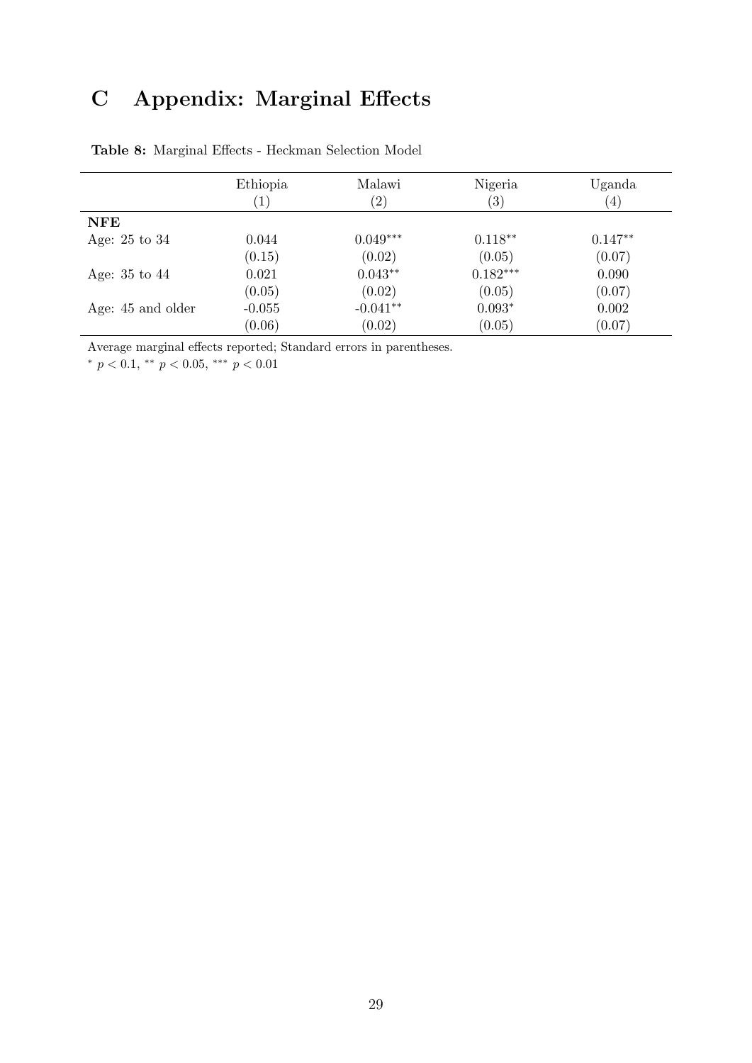# C Appendix: Marginal Effects

**Table 8:** Marginal Effects - Heckman Selection Model

| | Ethiopia | Malawi | Nigeria | Uganda |
|---|---|---|---|---|
| | (1) | (2) | (3) | (4) |
| **NFE** | | | | |
| Age: 25 to 34 | 0.044 | $0.049^{***}$ | $0.118^{**}$ | $0.147^{**}$ |
| | (0.15) | (0.02) | (0.05) | (0.07) |
| Age: 35 to 44 | 0.021 | $0.043^{**}$ | $0.182^{***}$ | 0.090 |
| | (0.05) | (0.02) | (0.05) | (0.07) |
| Age: 45 and older | -0.055 | $-0.041^{**}$ | $0.093^{*}$ | 0.002 |
| | (0.06) | (0.02) | (0.05) | (0.07) |

Average marginal effects reported; Standard errors in parentheses.

$^{*}$ $p < 0.1$, $^{**}$ $p < 0.05$, $^{***}$ $p < 0.01$